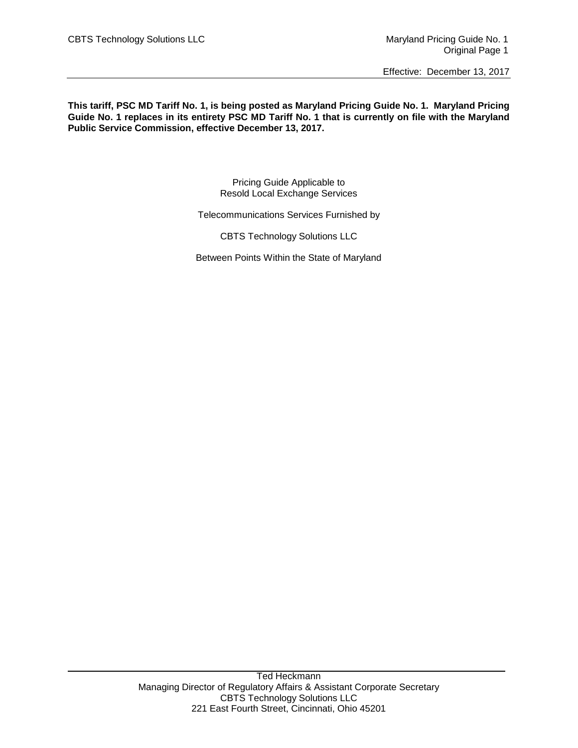**This tariff, PSC MD Tariff No. 1, is being posted as Maryland Pricing Guide No. 1. Maryland Pricing Guide No. 1 replaces in its entirety PSC MD Tariff No. 1 that is currently on file with the Maryland Public Service Commission, effective December 13, 2017.**

Pricing Guide Applicable to
Resold Local Exchange Services

Telecommunications Services Furnished by

CBTS Technology Solutions LLC

Between Points Within the State of Maryland

Ted Heckmann
Managing Director of Regulatory Affairs & Assistant Corporate Secretary
CBTS Technology Solutions LLC
221 East Fourth Street, Cincinnati, Ohio 45201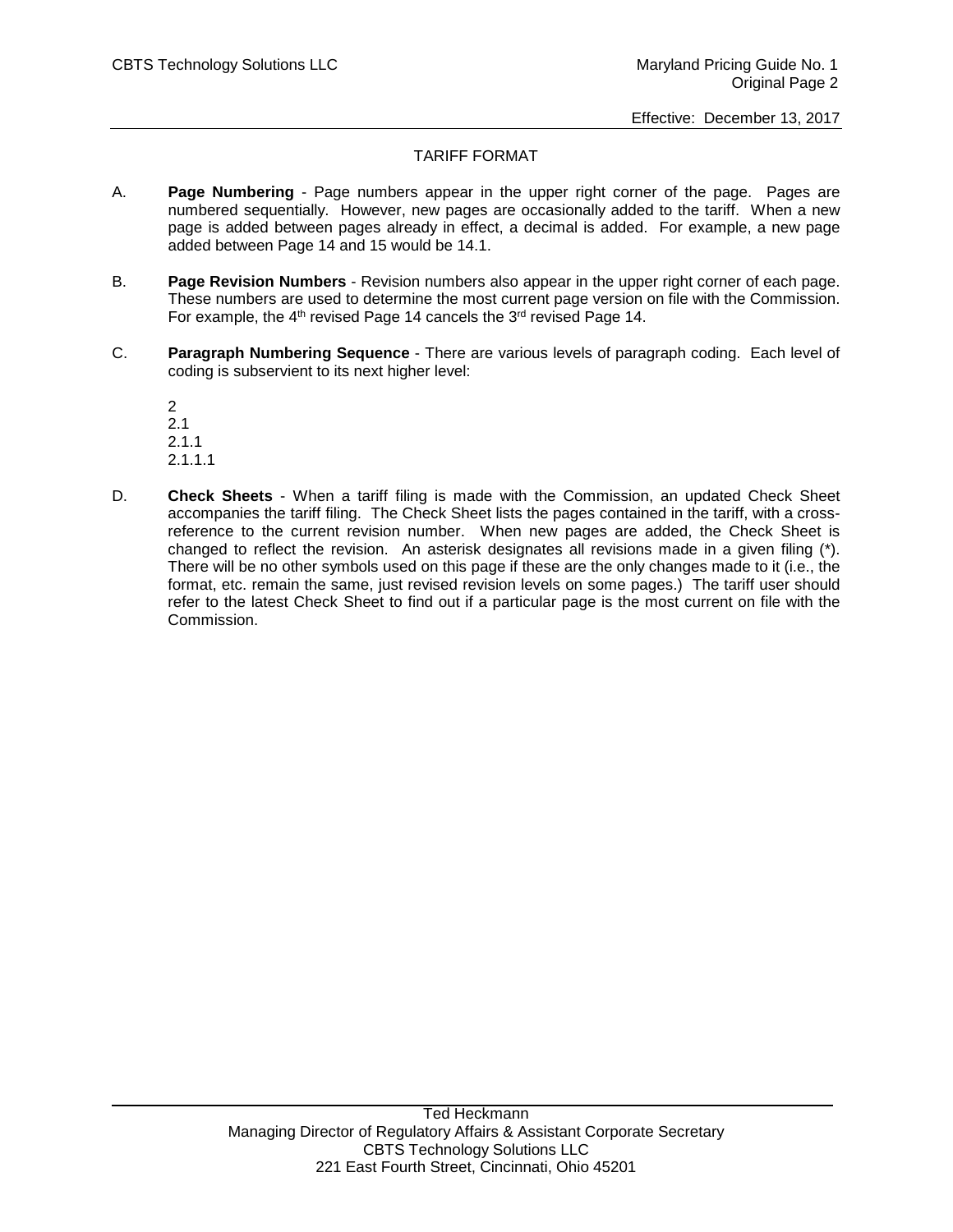# TARIFF FORMAT

A. **Page Numbering** - Page numbers appear in the upper right corner of the page. Pages are numbered sequentially. However, new pages are occasionally added to the tariff. When a new page is added between pages already in effect, a decimal is added. For example, a new page added between Page 14 and 15 would be 14.1.

B. **Page Revision Numbers** - Revision numbers also appear in the upper right corner of each page. These numbers are used to determine the most current page version on file with the Commission. For example, the 4th revised Page 14 cancels the 3rd revised Page 14.

C. **Paragraph Numbering Sequence** - There are various levels of paragraph coding. Each level of coding is subservient to its next higher level:

   2
   2.1
   2.1.1
   2.1.1.1

D. **Check Sheets** - When a tariff filing is made with the Commission, an updated Check Sheet accompanies the tariff filing. The Check Sheet lists the pages contained in the tariff, with a cross-reference to the current revision number. When new pages are added, the Check Sheet is changed to reflect the revision. An asterisk designates all revisions made in a given filing (*). There will be no other symbols used on this page if these are the only changes made to it (i.e., the format, etc. remain the same, just revised revision levels on some pages.) The tariff user should refer to the latest Check Sheet to find out if a particular page is the most current on file with the Commission.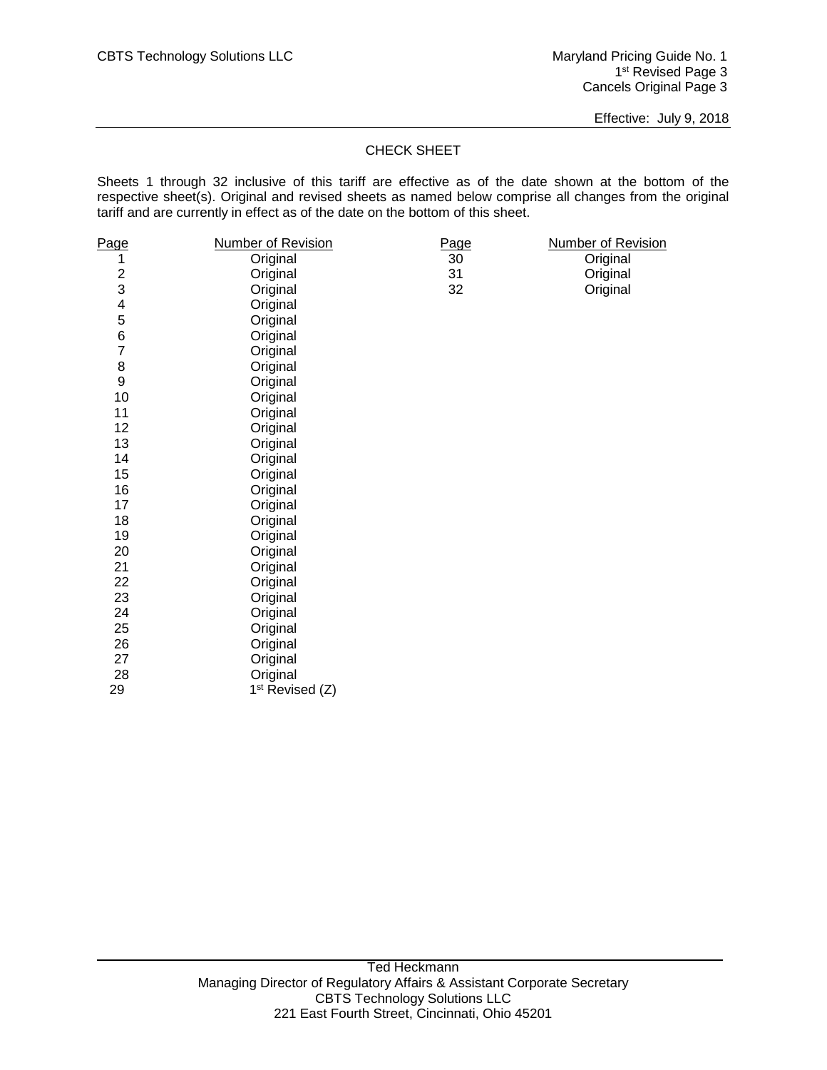CBTS Technology Solutions LLC

Maryland Pricing Guide No. 1
1st Revised Page 3
Cancels Original Page 3

Effective: July 9, 2018

## CHECK SHEET

Sheets 1 through 32 inclusive of this tariff are effective as of the date shown at the bottom of the respective sheet(s). Original and revised sheets as named below comprise all changes from the original tariff and are currently in effect as of the date on the bottom of this sheet.

| Page | Number of Revision | Page | Number of Revision |
|---|---|---|---|
| 1 | Original | 30 | Original |
| 2 | Original | 31 | Original |
| 3 | Original | 32 | Original |
| 4 | Original | | |
| 5 | Original | | |
| 6 | Original | | |
| 7 | Original | | |
| 8 | Original | | |
| 9 | Original | | |
| 10 | Original | | |
| 11 | Original | | |
| 12 | Original | | |
| 13 | Original | | |
| 14 | Original | | |
| 15 | Original | | |
| 16 | Original | | |
| 17 | Original | | |
| 18 | Original | | |
| 19 | Original | | |
| 20 | Original | | |
| 21 | Original | | |
| 22 | Original | | |
| 23 | Original | | |
| 24 | Original | | |
| 25 | Original | | |
| 26 | Original | | |
| 27 | Original | | |
| 28 | Original | | |
| 29 | 1st Revised (Z) | | |

Ted Heckmann
Managing Director of Regulatory Affairs & Assistant Corporate Secretary
CBTS Technology Solutions LLC
221 East Fourth Street, Cincinnati, Ohio 45201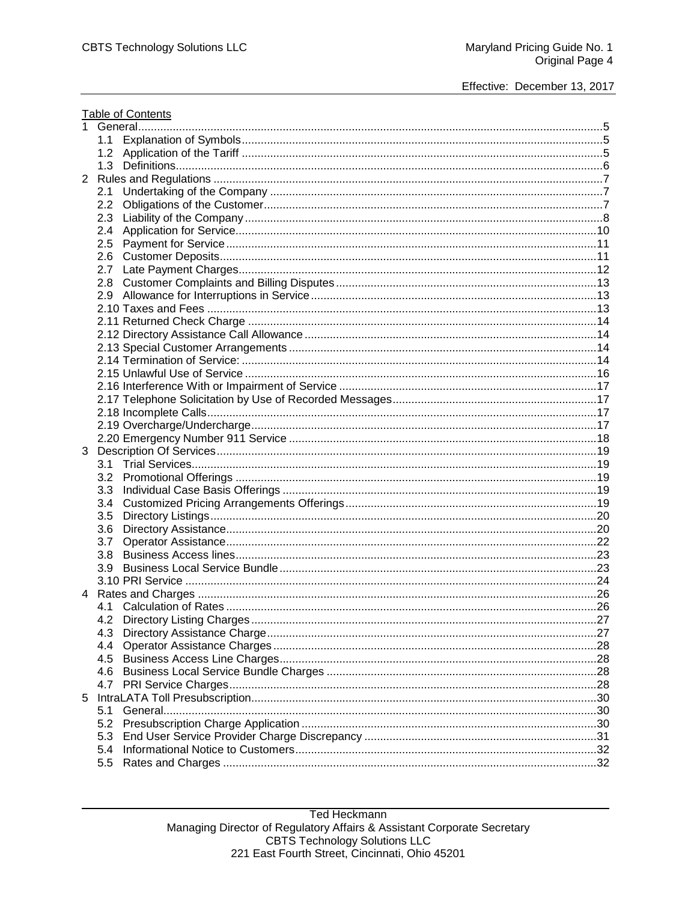Table of Contents

1 General .....5
  1.1 Explanation of Symbols .....5
  1.2 Application of the Tariff .....5
  1.3 Definitions .....6
2 Rules and Regulations .....7
  2.1 Undertaking of the Company .....7
  2.2 Obligations of the Customer .....7
  2.3 Liability of the Company .....8
  2.4 Application for Service .....10
  2.5 Payment for Service .....11
  2.6 Customer Deposits .....11
  2.7 Late Payment Charges .....12
  2.8 Customer Complaints and Billing Disputes .....13
  2.9 Allowance for Interruptions in Service .....13
  2.10 Taxes and Fees .....13
  2.11 Returned Check Charge .....14
  2.12 Directory Assistance Call Allowance .....14
  2.13 Special Customer Arrangements .....14
  2.14 Termination of Service: .....14
  2.15 Unlawful Use of Service .....16
  2.16 Interference With or Impairment of Service .....17
  2.17 Telephone Solicitation by Use of Recorded Messages .....17
  2.18 Incomplete Calls .....17
  2.19 Overcharge/Undercharge .....17
  2.20 Emergency Number 911 Service .....18
3 Description Of Services .....19
  3.1 Trial Services .....19
  3.2 Promotional Offerings .....19
  3.3 Individual Case Basis Offerings .....19
  3.4 Customized Pricing Arrangements Offerings .....19
  3.5 Directory Listings .....20
  3.6 Directory Assistance .....20
  3.7 Operator Assistance .....22
  3.8 Business Access lines .....23
  3.9 Business Local Service Bundle .....23
  3.10 PRI Service .....24
4 Rates and Charges .....26
  4.1 Calculation of Rates .....26
  4.2 Directory Listing Charges .....27
  4.3 Directory Assistance Charge .....27
  4.4 Operator Assistance Charges .....28
  4.5 Business Access Line Charges .....28
  4.6 Business Local Service Bundle Charges .....28
  4.7 PRI Service Charges .....28
5 IntraLATA Toll Presubscription .....30
  5.1 General .....30
  5.2 Presubscription Charge Application .....30
  5.3 End User Service Provider Charge Discrepancy .....31
  5.4 Informational Notice to Customers .....32
  5.5 Rates and Charges .....32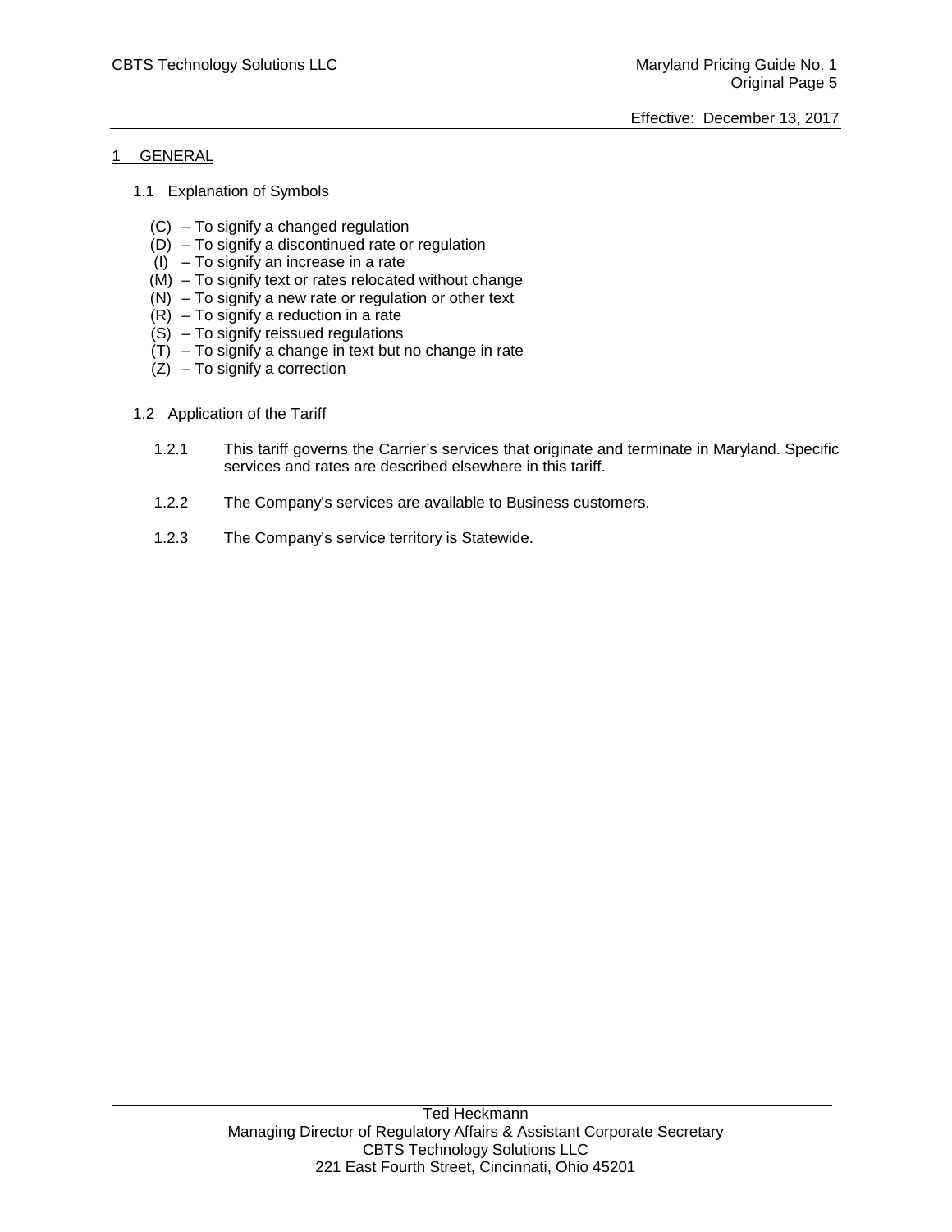# 1 GENERAL

## 1.1 Explanation of Symbols

- (C) – To signify a changed regulation
- (D) – To signify a discontinued rate or regulation
- (I) – To signify an increase in a rate
- (M) – To signify text or rates relocated without change
- (N) – To signify a new rate or regulation or other text
- (R) – To signify a reduction in a rate
- (S) – To signify reissued regulations
- (T) – To signify a change in text but no change in rate
- (Z) – To signify a correction

## 1.2 Application of the Tariff

1.2.1 This tariff governs the Carrier's services that originate and terminate in Maryland. Specific services and rates are described elsewhere in this tariff.

1.2.2 The Company's services are available to Business customers.

1.2.3 The Company's service territory is Statewide.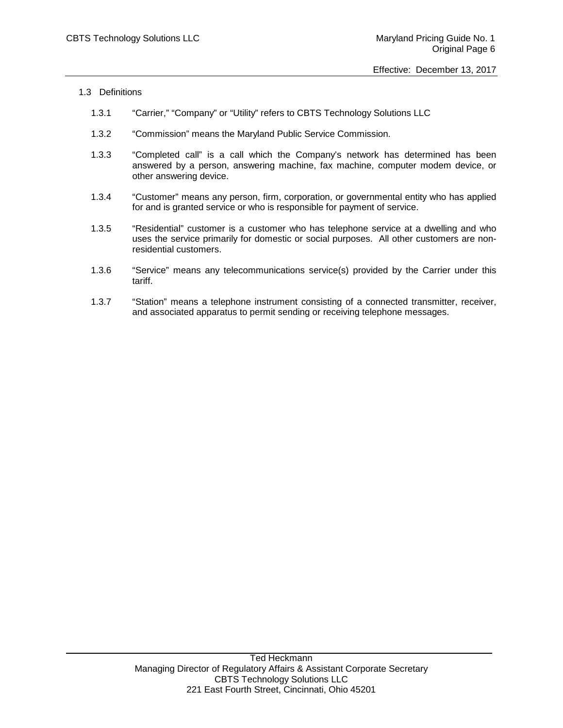## 1.3 Definitions

1.3.1 “Carrier,” “Company” or “Utility” refers to CBTS Technology Solutions LLC

1.3.2 “Commission” means the Maryland Public Service Commission.

1.3.3 “Completed call” is a call which the Company’s network has determined has been answered by a person, answering machine, fax machine, computer modem device, or other answering device.

1.3.4 “Customer” means any person, firm, corporation, or governmental entity who has applied for and is granted service or who is responsible for payment of service.

1.3.5 “Residential” customer is a customer who has telephone service at a dwelling and who uses the service primarily for domestic or social purposes. All other customers are non-residential customers.

1.3.6 “Service” means any telecommunications service(s) provided by the Carrier under this tariff.

1.3.7 “Station” means a telephone instrument consisting of a connected transmitter, receiver, and associated apparatus to permit sending or receiving telephone messages.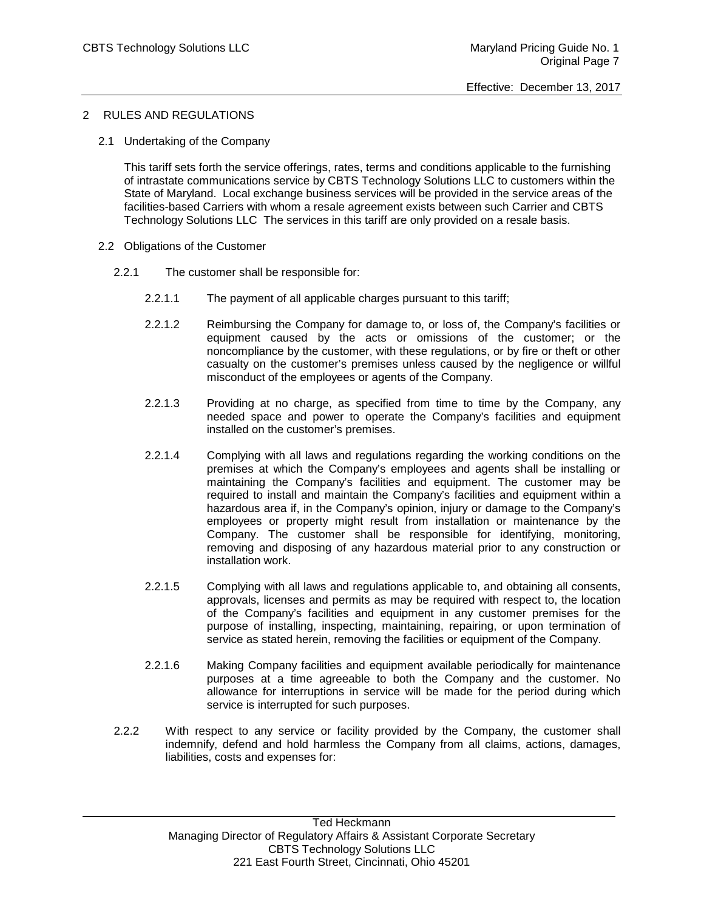## 2 RULES AND REGULATIONS

### 2.1 Undertaking of the Company

This tariff sets forth the service offerings, rates, terms and conditions applicable to the furnishing of intrastate communications service by CBTS Technology Solutions LLC to customers within the State of Maryland. Local exchange business services will be provided in the service areas of the facilities-based Carriers with whom a resale agreement exists between such Carrier and CBTS Technology Solutions LLC The services in this tariff are only provided on a resale basis.

### 2.2 Obligations of the Customer

2.2.1 The customer shall be responsible for:

2.2.1.1 The payment of all applicable charges pursuant to this tariff;

2.2.1.2 Reimbursing the Company for damage to, or loss of, the Company's facilities or equipment caused by the acts or omissions of the customer; or the noncompliance by the customer, with these regulations, or by fire or theft or other casualty on the customer's premises unless caused by the negligence or willful misconduct of the employees or agents of the Company.

2.2.1.3 Providing at no charge, as specified from time to time by the Company, any needed space and power to operate the Company's facilities and equipment installed on the customer's premises.

2.2.1.4 Complying with all laws and regulations regarding the working conditions on the premises at which the Company's employees and agents shall be installing or maintaining the Company's facilities and equipment. The customer may be required to install and maintain the Company's facilities and equipment within a hazardous area if, in the Company's opinion, injury or damage to the Company's employees or property might result from installation or maintenance by the Company. The customer shall be responsible for identifying, monitoring, removing and disposing of any hazardous material prior to any construction or installation work.

2.2.1.5 Complying with all laws and regulations applicable to, and obtaining all consents, approvals, licenses and permits as may be required with respect to, the location of the Company's facilities and equipment in any customer premises for the purpose of installing, inspecting, maintaining, repairing, or upon termination of service as stated herein, removing the facilities or equipment of the Company.

2.2.1.6 Making Company facilities and equipment available periodically for maintenance purposes at a time agreeable to both the Company and the customer. No allowance for interruptions in service will be made for the period during which service is interrupted for such purposes.

2.2.2 With respect to any service or facility provided by the Company, the customer shall indemnify, defend and hold harmless the Company from all claims, actions, damages, liabilities, costs and expenses for: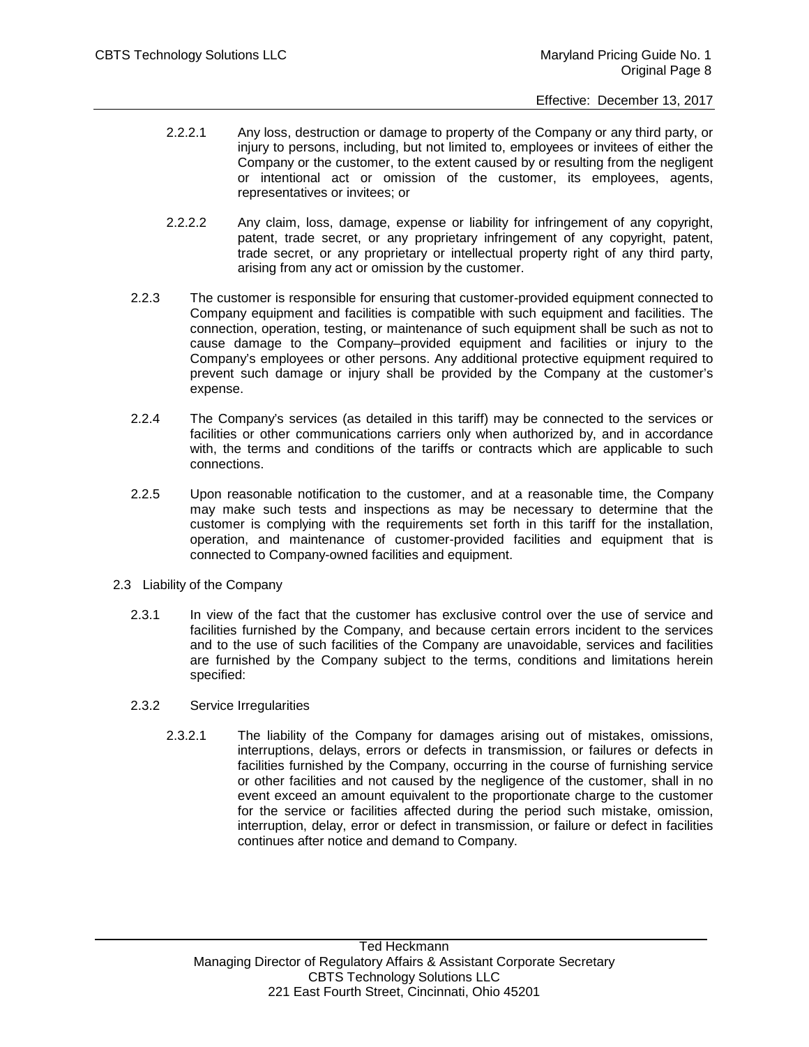2.2.2.1 Any loss, destruction or damage to property of the Company or any third party, or injury to persons, including, but not limited to, employees or invitees of either the Company or the customer, to the extent caused by or resulting from the negligent or intentional act or omission of the customer, its employees, agents, representatives or invitees; or

2.2.2.2 Any claim, loss, damage, expense or liability for infringement of any copyright, patent, trade secret, or any proprietary infringement of any copyright, patent, trade secret, or any proprietary or intellectual property right of any third party, arising from any act or omission by the customer.

2.2.3 The customer is responsible for ensuring that customer-provided equipment connected to Company equipment and facilities is compatible with such equipment and facilities. The connection, operation, testing, or maintenance of such equipment shall be such as not to cause damage to the Company–provided equipment and facilities or injury to the Company's employees or other persons. Any additional protective equipment required to prevent such damage or injury shall be provided by the Company at the customer's expense.

2.2.4 The Company's services (as detailed in this tariff) may be connected to the services or facilities or other communications carriers only when authorized by, and in accordance with, the terms and conditions of the tariffs or contracts which are applicable to such connections.

2.2.5 Upon reasonable notification to the customer, and at a reasonable time, the Company may make such tests and inspections as may be necessary to determine that the customer is complying with the requirements set forth in this tariff for the installation, operation, and maintenance of customer-provided facilities and equipment that is connected to Company-owned facilities and equipment.

## 2.3 Liability of the Company

2.3.1 In view of the fact that the customer has exclusive control over the use of service and facilities furnished by the Company, and because certain errors incident to the services and to the use of such facilities of the Company are unavoidable, services and facilities are furnished by the Company subject to the terms, conditions and limitations herein specified:

2.3.2 Service Irregularities

2.3.2.1 The liability of the Company for damages arising out of mistakes, omissions, interruptions, delays, errors or defects in transmission, or failures or defects in facilities furnished by the Company, occurring in the course of furnishing service or other facilities and not caused by the negligence of the customer, shall in no event exceed an amount equivalent to the proportionate charge to the customer for the service or facilities affected during the period such mistake, omission, interruption, delay, error or defect in transmission, or failure or defect in facilities continues after notice and demand to Company.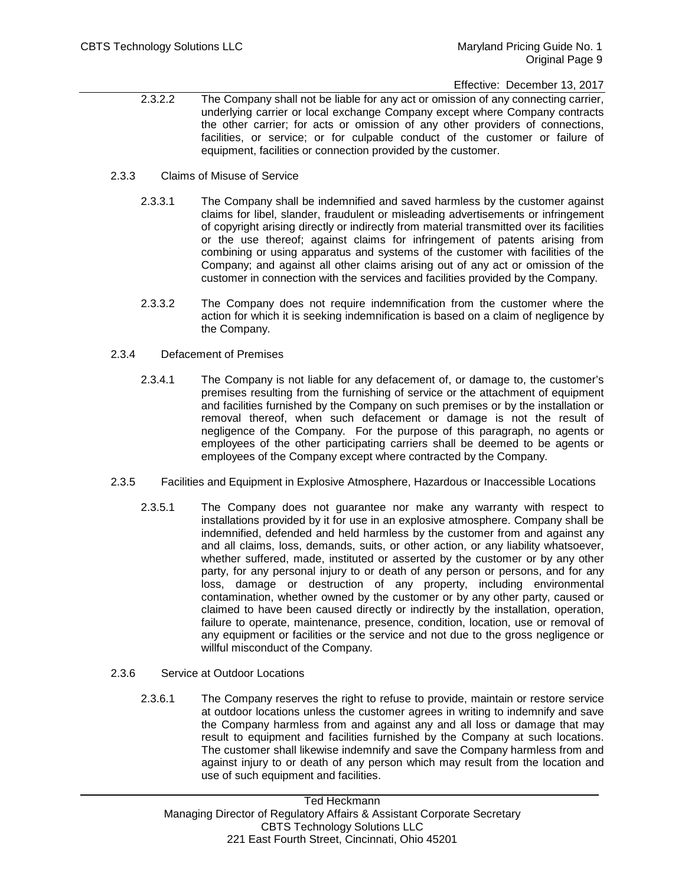2.3.2.2 The Company shall not be liable for any act or omission of any connecting carrier, underlying carrier or local exchange Company except where Company contracts the other carrier; for acts or omission of any other providers of connections, facilities, or service; or for culpable conduct of the customer or failure of equipment, facilities or connection provided by the customer.

### 2.3.3 Claims of Misuse of Service

2.3.3.1 The Company shall be indemnified and saved harmless by the customer against claims for libel, slander, fraudulent or misleading advertisements or infringement of copyright arising directly or indirectly from material transmitted over its facilities or the use thereof; against claims for infringement of patents arising from combining or using apparatus and systems of the customer with facilities of the Company; and against all other claims arising out of any act or omission of the customer in connection with the services and facilities provided by the Company.

2.3.3.2 The Company does not require indemnification from the customer where the action for which it is seeking indemnification is based on a claim of negligence by the Company.

### 2.3.4 Defacement of Premises

2.3.4.1 The Company is not liable for any defacement of, or damage to, the customer's premises resulting from the furnishing of service or the attachment of equipment and facilities furnished by the Company on such premises or by the installation or removal thereof, when such defacement or damage is not the result of negligence of the Company. For the purpose of this paragraph, no agents or employees of the other participating carriers shall be deemed to be agents or employees of the Company except where contracted by the Company.

### 2.3.5 Facilities and Equipment in Explosive Atmosphere, Hazardous or Inaccessible Locations

2.3.5.1 The Company does not guarantee nor make any warranty with respect to installations provided by it for use in an explosive atmosphere. Company shall be indemnified, defended and held harmless by the customer from and against any and all claims, loss, demands, suits, or other action, or any liability whatsoever, whether suffered, made, instituted or asserted by the customer or by any other party, for any personal injury to or death of any person or persons, and for any loss, damage or destruction of any property, including environmental contamination, whether owned by the customer or by any other party, caused or claimed to have been caused directly or indirectly by the installation, operation, failure to operate, maintenance, presence, condition, location, use or removal of any equipment or facilities or the service and not due to the gross negligence or willful misconduct of the Company.

### 2.3.6 Service at Outdoor Locations

2.3.6.1 The Company reserves the right to refuse to provide, maintain or restore service at outdoor locations unless the customer agrees in writing to indemnify and save the Company harmless from and against any and all loss or damage that may result to equipment and facilities furnished by the Company at such locations. The customer shall likewise indemnify and save the Company harmless from and against injury to or death of any person which may result from the location and use of such equipment and facilities.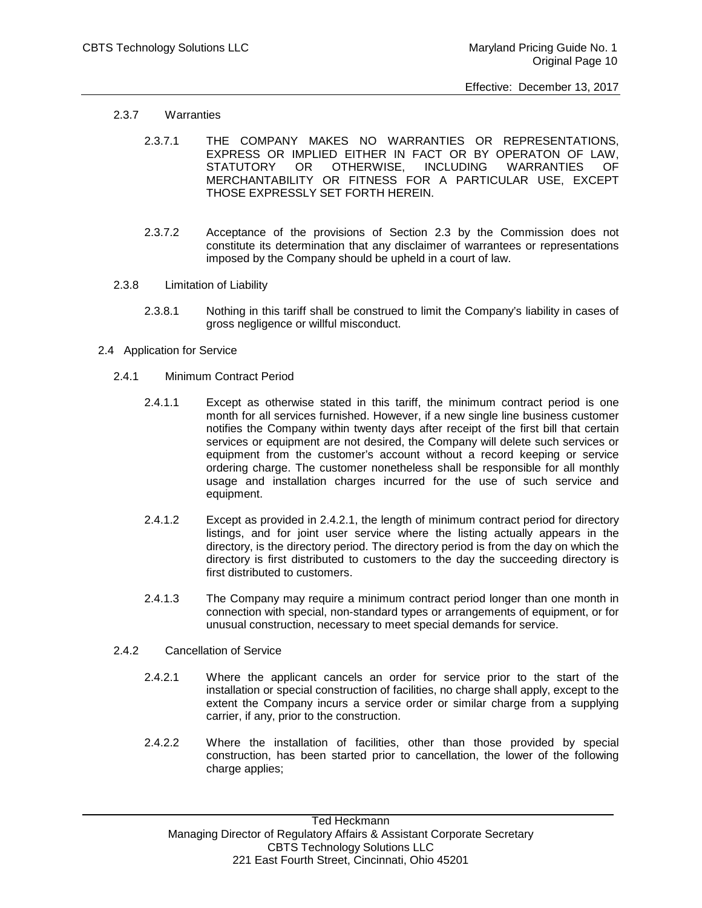2.3.7 Warranties

2.3.7.1 THE COMPANY MAKES NO WARRANTIES OR REPRESENTATIONS, EXPRESS OR IMPLIED EITHER IN FACT OR BY OPERATON OF LAW, STATUTORY OR OTHERWISE, INCLUDING WARRANTIES OF MERCHANTABILITY OR FITNESS FOR A PARTICULAR USE, EXCEPT THOSE EXPRESSLY SET FORTH HEREIN.

2.3.7.2 Acceptance of the provisions of Section 2.3 by the Commission does not constitute its determination that any disclaimer of warrantees or representations imposed by the Company should be upheld in a court of law.

2.3.8 Limitation of Liability

2.3.8.1 Nothing in this tariff shall be construed to limit the Company's liability in cases of gross negligence or willful misconduct.

2.4 Application for Service

2.4.1 Minimum Contract Period

2.4.1.1 Except as otherwise stated in this tariff, the minimum contract period is one month for all services furnished. However, if a new single line business customer notifies the Company within twenty days after receipt of the first bill that certain services or equipment are not desired, the Company will delete such services or equipment from the customer's account without a record keeping or service ordering charge. The customer nonetheless shall be responsible for all monthly usage and installation charges incurred for the use of such service and equipment.

2.4.1.2 Except as provided in 2.4.2.1, the length of minimum contract period for directory listings, and for joint user service where the listing actually appears in the directory, is the directory period. The directory period is from the day on which the directory is first distributed to customers to the day the succeeding directory is first distributed to customers.

2.4.1.3 The Company may require a minimum contract period longer than one month in connection with special, non-standard types or arrangements of equipment, or for unusual construction, necessary to meet special demands for service.

2.4.2 Cancellation of Service

2.4.2.1 Where the applicant cancels an order for service prior to the start of the installation or special construction of facilities, no charge shall apply, except to the extent the Company incurs a service order or similar charge from a supplying carrier, if any, prior to the construction.

2.4.2.2 Where the installation of facilities, other than those provided by special construction, has been started prior to cancellation, the lower of the following charge applies;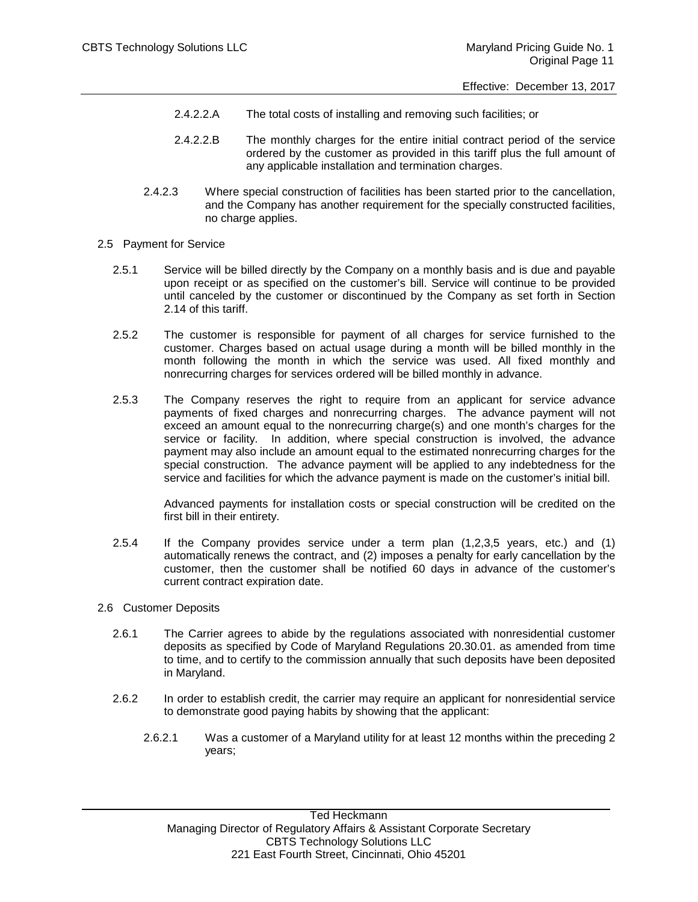2.4.2.2.A The total costs of installing and removing such facilities; or

2.4.2.2.B The monthly charges for the entire initial contract period of the service ordered by the customer as provided in this tariff plus the full amount of any applicable installation and termination charges.

2.4.2.3 Where special construction of facilities has been started prior to the cancellation, and the Company has another requirement for the specially constructed facilities, no charge applies.

## 2.5 Payment for Service

2.5.1 Service will be billed directly by the Company on a monthly basis and is due and payable upon receipt or as specified on the customer's bill. Service will continue to be provided until canceled by the customer or discontinued by the Company as set forth in Section 2.14 of this tariff.

2.5.2 The customer is responsible for payment of all charges for service furnished to the customer. Charges based on actual usage during a month will be billed monthly in the month following the month in which the service was used. All fixed monthly and nonrecurring charges for services ordered will be billed monthly in advance.

2.5.3 The Company reserves the right to require from an applicant for service advance payments of fixed charges and nonrecurring charges. The advance payment will not exceed an amount equal to the nonrecurring charge(s) and one month's charges for the service or facility. In addition, where special construction is involved, the advance payment may also include an amount equal to the estimated nonrecurring charges for the special construction. The advance payment will be applied to any indebtedness for the service and facilities for which the advance payment is made on the customer's initial bill.

Advanced payments for installation costs or special construction will be credited on the first bill in their entirety.

2.5.4 If the Company provides service under a term plan (1,2,3,5 years, etc.) and (1) automatically renews the contract, and (2) imposes a penalty for early cancellation by the customer, then the customer shall be notified 60 days in advance of the customer's current contract expiration date.

## 2.6 Customer Deposits

2.6.1 The Carrier agrees to abide by the regulations associated with nonresidential customer deposits as specified by Code of Maryland Regulations 20.30.01. as amended from time to time, and to certify to the commission annually that such deposits have been deposited in Maryland.

2.6.2 In order to establish credit, the carrier may require an applicant for nonresidential service to demonstrate good paying habits by showing that the applicant:

2.6.2.1 Was a customer of a Maryland utility for at least 12 months within the preceding 2 years;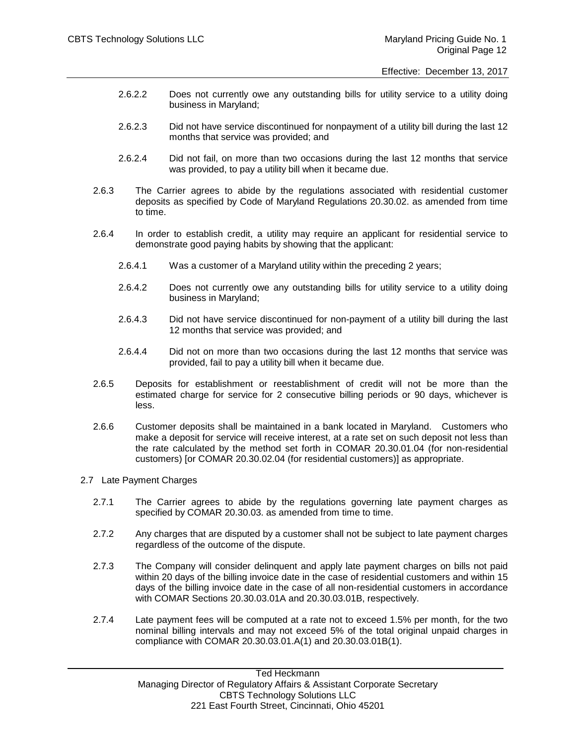2.6.2.2 Does not currently owe any outstanding bills for utility service to a utility doing business in Maryland;

2.6.2.3 Did not have service discontinued for nonpayment of a utility bill during the last 12 months that service was provided; and

2.6.2.4 Did not fail, on more than two occasions during the last 12 months that service was provided, to pay a utility bill when it became due.

2.6.3 The Carrier agrees to abide by the regulations associated with residential customer deposits as specified by Code of Maryland Regulations 20.30.02. as amended from time to time.

2.6.4 In order to establish credit, a utility may require an applicant for residential service to demonstrate good paying habits by showing that the applicant:

2.6.4.1 Was a customer of a Maryland utility within the preceding 2 years;

2.6.4.2 Does not currently owe any outstanding bills for utility service to a utility doing business in Maryland;

2.6.4.3 Did not have service discontinued for non-payment of a utility bill during the last 12 months that service was provided; and

2.6.4.4 Did not on more than two occasions during the last 12 months that service was provided, fail to pay a utility bill when it became due.

2.6.5 Deposits for establishment or reestablishment of credit will not be more than the estimated charge for service for 2 consecutive billing periods or 90 days, whichever is less.

2.6.6 Customer deposits shall be maintained in a bank located in Maryland. Customers who make a deposit for service will receive interest, at a rate set on such deposit not less than the rate calculated by the method set forth in COMAR 20.30.01.04 (for non-residential customers) [or COMAR 20.30.02.04 (for residential customers)] as appropriate.

2.7 Late Payment Charges

2.7.1 The Carrier agrees to abide by the regulations governing late payment charges as specified by COMAR 20.30.03. as amended from time to time.

2.7.2 Any charges that are disputed by a customer shall not be subject to late payment charges regardless of the outcome of the dispute.

2.7.3 The Company will consider delinquent and apply late payment charges on bills not paid within 20 days of the billing invoice date in the case of residential customers and within 15 days of the billing invoice date in the case of all non-residential customers in accordance with COMAR Sections 20.30.03.01A and 20.30.03.01B, respectively.

2.7.4 Late payment fees will be computed at a rate not to exceed 1.5% per month, for the two nominal billing intervals and may not exceed 5% of the total original unpaid charges in compliance with COMAR 20.30.03.01.A(1) and 20.30.03.01B(1).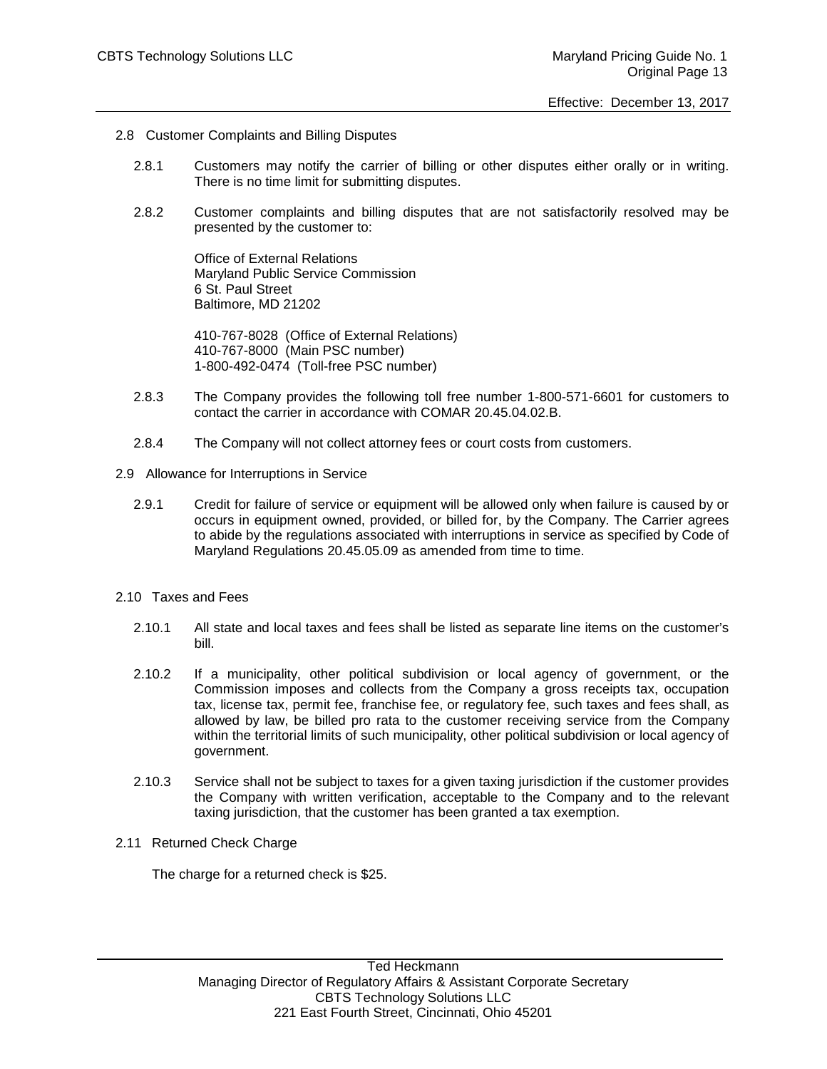## 2.8 Customer Complaints and Billing Disputes

2.8.1 Customers may notify the carrier of billing or other disputes either orally or in writing. There is no time limit for submitting disputes.

2.8.2 Customer complaints and billing disputes that are not satisfactorily resolved may be presented by the customer to:

Office of External Relations
Maryland Public Service Commission
6 St. Paul Street
Baltimore, MD 21202

410-767-8028 (Office of External Relations)
410-767-8000 (Main PSC number)
1-800-492-0474 (Toll-free PSC number)

2.8.3 The Company provides the following toll free number 1-800-571-6601 for customers to contact the carrier in accordance with COMAR 20.45.04.02.B.

2.8.4 The Company will not collect attorney fees or court costs from customers.

## 2.9 Allowance for Interruptions in Service

2.9.1 Credit for failure of service or equipment will be allowed only when failure is caused by or occurs in equipment owned, provided, or billed for, by the Company. The Carrier agrees to abide by the regulations associated with interruptions in service as specified by Code of Maryland Regulations 20.45.05.09 as amended from time to time.

## 2.10 Taxes and Fees

2.10.1 All state and local taxes and fees shall be listed as separate line items on the customer's bill.

2.10.2 If a municipality, other political subdivision or local agency of government, or the Commission imposes and collects from the Company a gross receipts tax, occupation tax, license tax, permit fee, franchise fee, or regulatory fee, such taxes and fees shall, as allowed by law, be billed pro rata to the customer receiving service from the Company within the territorial limits of such municipality, other political subdivision or local agency of government.

2.10.3 Service shall not be subject to taxes for a given taxing jurisdiction if the customer provides the Company with written verification, acceptable to the Company and to the relevant taxing jurisdiction, that the customer has been granted a tax exemption.

## 2.11 Returned Check Charge

The charge for a returned check is $25.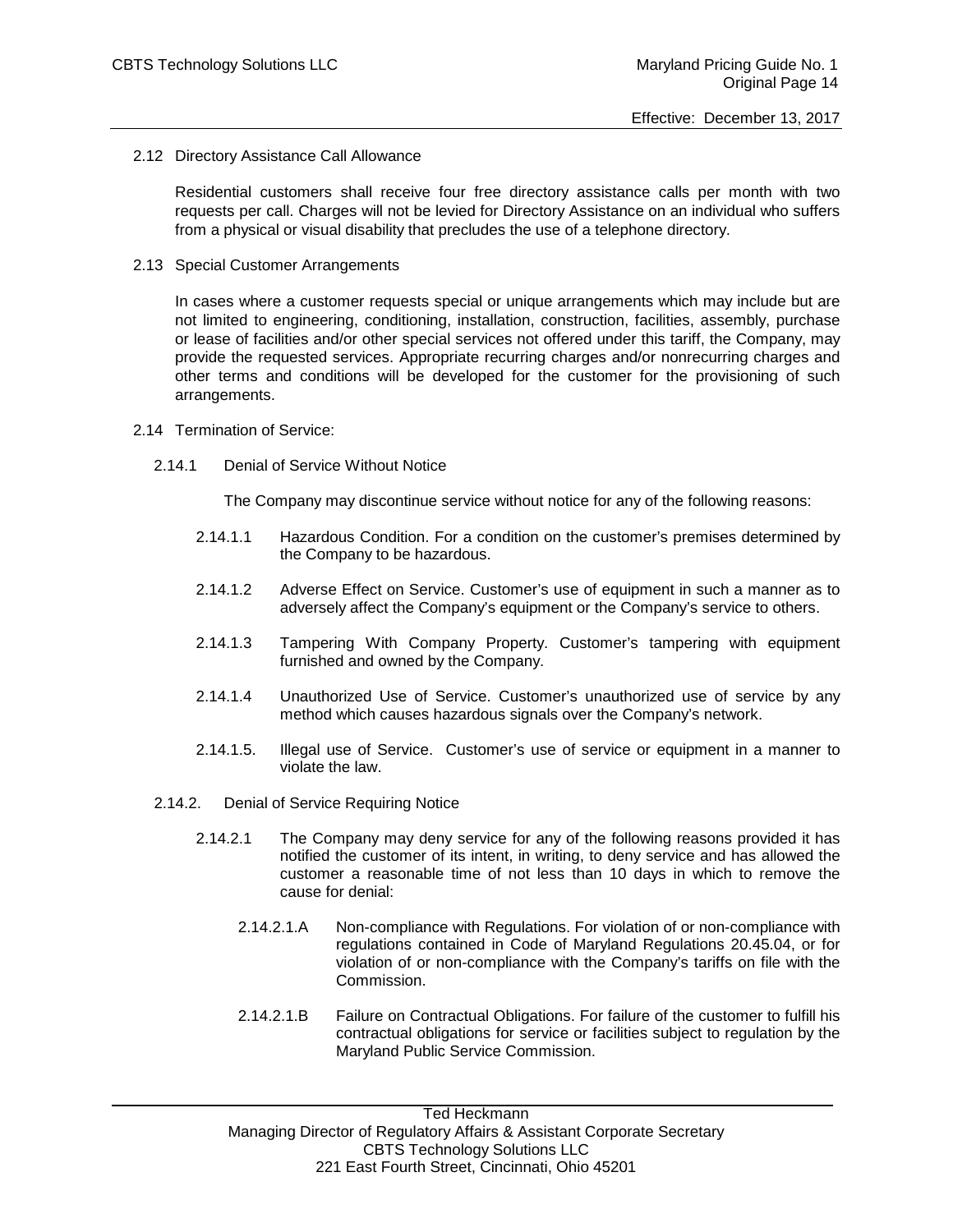2.12 Directory Assistance Call Allowance

Residential customers shall receive four free directory assistance calls per month with two requests per call. Charges will not be levied for Directory Assistance on an individual who suffers from a physical or visual disability that precludes the use of a telephone directory.

2.13 Special Customer Arrangements

In cases where a customer requests special or unique arrangements which may include but are not limited to engineering, conditioning, installation, construction, facilities, assembly, purchase or lease of facilities and/or other special services not offered under this tariff, the Company, may provide the requested services. Appropriate recurring charges and/or nonrecurring charges and other terms and conditions will be developed for the customer for the provisioning of such arrangements.

2.14 Termination of Service:

2.14.1 Denial of Service Without Notice

The Company may discontinue service without notice for any of the following reasons:

2.14.1.1 Hazardous Condition. For a condition on the customer's premises determined by the Company to be hazardous.

2.14.1.2 Adverse Effect on Service. Customer's use of equipment in such a manner as to adversely affect the Company's equipment or the Company's service to others.

2.14.1.3 Tampering With Company Property. Customer's tampering with equipment furnished and owned by the Company.

2.14.1.4 Unauthorized Use of Service. Customer's unauthorized use of service by any method which causes hazardous signals over the Company's network.

2.14.1.5. Illegal use of Service. Customer's use of service or equipment in a manner to violate the law.

2.14.2. Denial of Service Requiring Notice

2.14.2.1 The Company may deny service for any of the following reasons provided it has notified the customer of its intent, in writing, to deny service and has allowed the customer a reasonable time of not less than 10 days in which to remove the cause for denial:

2.14.2.1.A Non-compliance with Regulations. For violation of or non-compliance with regulations contained in Code of Maryland Regulations 20.45.04, or for violation of or non-compliance with the Company's tariffs on file with the Commission.

2.14.2.1.B Failure on Contractual Obligations. For failure of the customer to fulfill his contractual obligations for service or facilities subject to regulation by the Maryland Public Service Commission.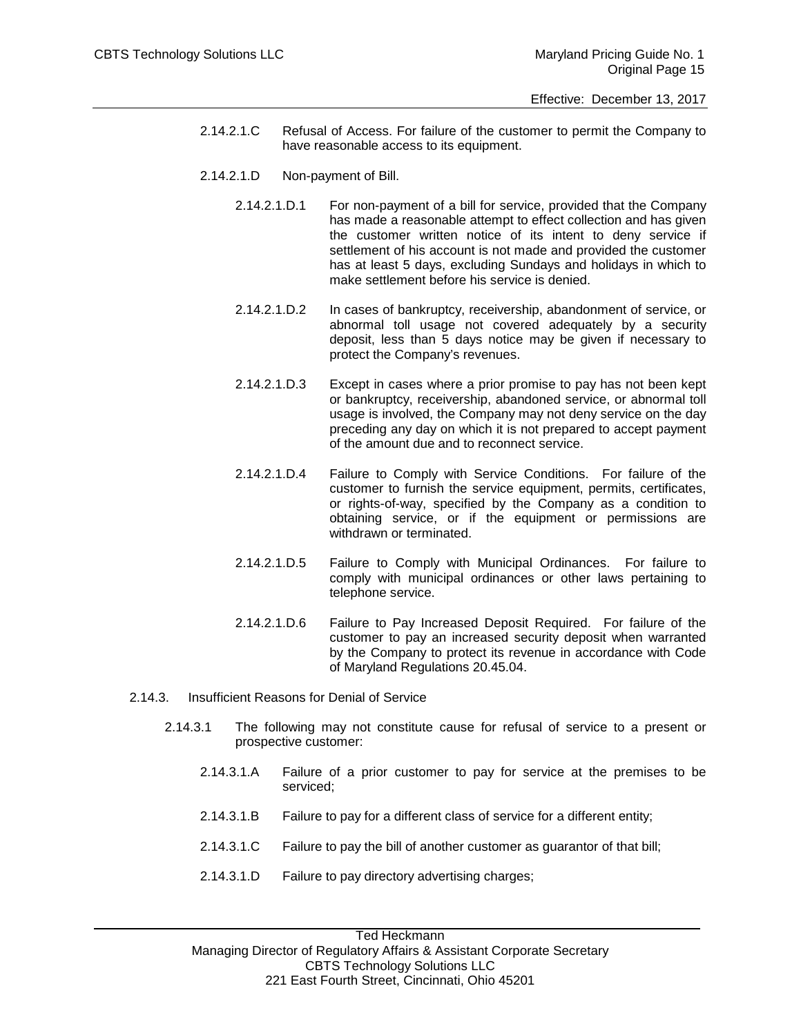2.14.2.1.C Refusal of Access. For failure of the customer to permit the Company to have reasonable access to its equipment.

2.14.2.1.D Non-payment of Bill.

2.14.2.1.D.1 For non-payment of a bill for service, provided that the Company has made a reasonable attempt to effect collection and has given the customer written notice of its intent to deny service if settlement of his account is not made and provided the customer has at least 5 days, excluding Sundays and holidays in which to make settlement before his service is denied.

2.14.2.1.D.2 In cases of bankruptcy, receivership, abandonment of service, or abnormal toll usage not covered adequately by a security deposit, less than 5 days notice may be given if necessary to protect the Company's revenues.

2.14.2.1.D.3 Except in cases where a prior promise to pay has not been kept or bankruptcy, receivership, abandoned service, or abnormal toll usage is involved, the Company may not deny service on the day preceding any day on which it is not prepared to accept payment of the amount due and to reconnect service.

2.14.2.1.D.4 Failure to Comply with Service Conditions. For failure of the customer to furnish the service equipment, permits, certificates, or rights-of-way, specified by the Company as a condition to obtaining service, or if the equipment or permissions are withdrawn or terminated.

2.14.2.1.D.5 Failure to Comply with Municipal Ordinances. For failure to comply with municipal ordinances or other laws pertaining to telephone service.

2.14.2.1.D.6 Failure to Pay Increased Deposit Required. For failure of the customer to pay an increased security deposit when warranted by the Company to protect its revenue in accordance with Code of Maryland Regulations 20.45.04.

2.14.3. Insufficient Reasons for Denial of Service

2.14.3.1 The following may not constitute cause for refusal of service to a present or prospective customer:

2.14.3.1.A Failure of a prior customer to pay for service at the premises to be serviced;

2.14.3.1.B Failure to pay for a different class of service for a different entity;

2.14.3.1.C Failure to pay the bill of another customer as guarantor of that bill;

2.14.3.1.D Failure to pay directory advertising charges;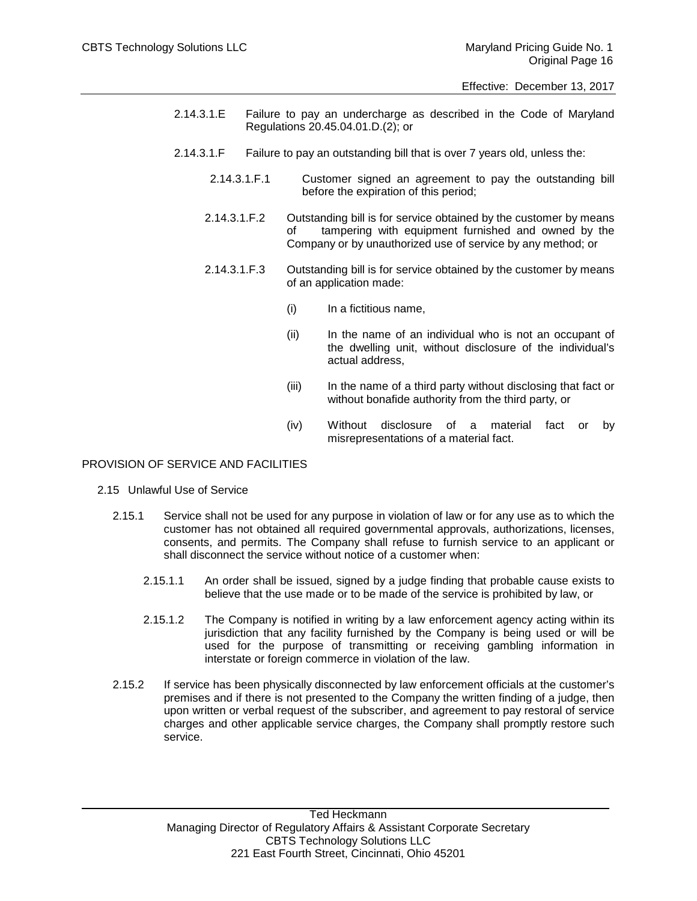2.14.3.1.E Failure to pay an undercharge as described in the Code of Maryland Regulations 20.45.04.01.D.(2); or

2.14.3.1.F Failure to pay an outstanding bill that is over 7 years old, unless the:

2.14.3.1.F.1 Customer signed an agreement to pay the outstanding bill before the expiration of this period;

2.14.3.1.F.2 Outstanding bill is for service obtained by the customer by means of tampering with equipment furnished and owned by the Company or by unauthorized use of service by any method; or

2.14.3.1.F.3 Outstanding bill is for service obtained by the customer by means of an application made:

(i) In a fictitious name,

(ii) In the name of an individual who is not an occupant of the dwelling unit, without disclosure of the individual's actual address,

(iii) In the name of a third party without disclosing that fact or without bonafide authority from the third party, or

(iv) Without disclosure of a material fact or by misrepresentations of a material fact.

PROVISION OF SERVICE AND FACILITIES

2.15 Unlawful Use of Service

2.15.1 Service shall not be used for any purpose in violation of law or for any use as to which the customer has not obtained all required governmental approvals, authorizations, licenses, consents, and permits. The Company shall refuse to furnish service to an applicant or shall disconnect the service without notice of a customer when:

2.15.1.1 An order shall be issued, signed by a judge finding that probable cause exists to believe that the use made or to be made of the service is prohibited by law, or

2.15.1.2 The Company is notified in writing by a law enforcement agency acting within its jurisdiction that any facility furnished by the Company is being used or will be used for the purpose of transmitting or receiving gambling information in interstate or foreign commerce in violation of the law.

2.15.2 If service has been physically disconnected by law enforcement officials at the customer's premises and if there is not presented to the Company the written finding of a judge, then upon written or verbal request of the subscriber, and agreement to pay restoral of service charges and other applicable service charges, the Company shall promptly restore such service.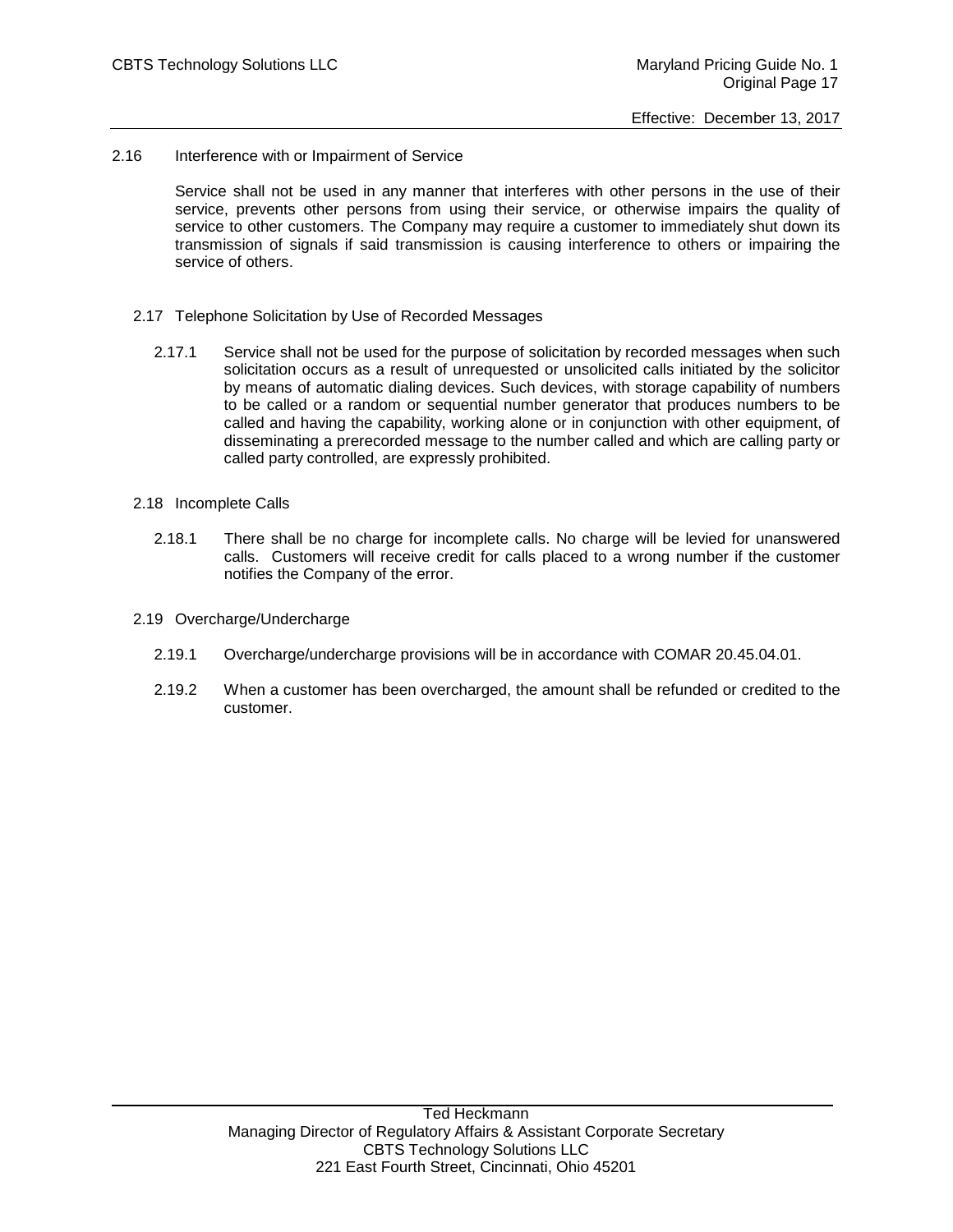2.16 Interference with or Impairment of Service

Service shall not be used in any manner that interferes with other persons in the use of their service, prevents other persons from using their service, or otherwise impairs the quality of service to other customers. The Company may require a customer to immediately shut down its transmission of signals if said transmission is causing interference to others or impairing the service of others.

2.17 Telephone Solicitation by Use of Recorded Messages

2.17.1 Service shall not be used for the purpose of solicitation by recorded messages when such solicitation occurs as a result of unrequested or unsolicited calls initiated by the solicitor by means of automatic dialing devices. Such devices, with storage capability of numbers to be called or a random or sequential number generator that produces numbers to be called and having the capability, working alone or in conjunction with other equipment, of disseminating a prerecorded message to the number called and which are calling party or called party controlled, are expressly prohibited.

2.18 Incomplete Calls

2.18.1 There shall be no charge for incomplete calls. No charge will be levied for unanswered calls. Customers will receive credit for calls placed to a wrong number if the customer notifies the Company of the error.

2.19 Overcharge/Undercharge

2.19.1 Overcharge/undercharge provisions will be in accordance with COMAR 20.45.04.01.

2.19.2 When a customer has been overcharged, the amount shall be refunded or credited to the customer.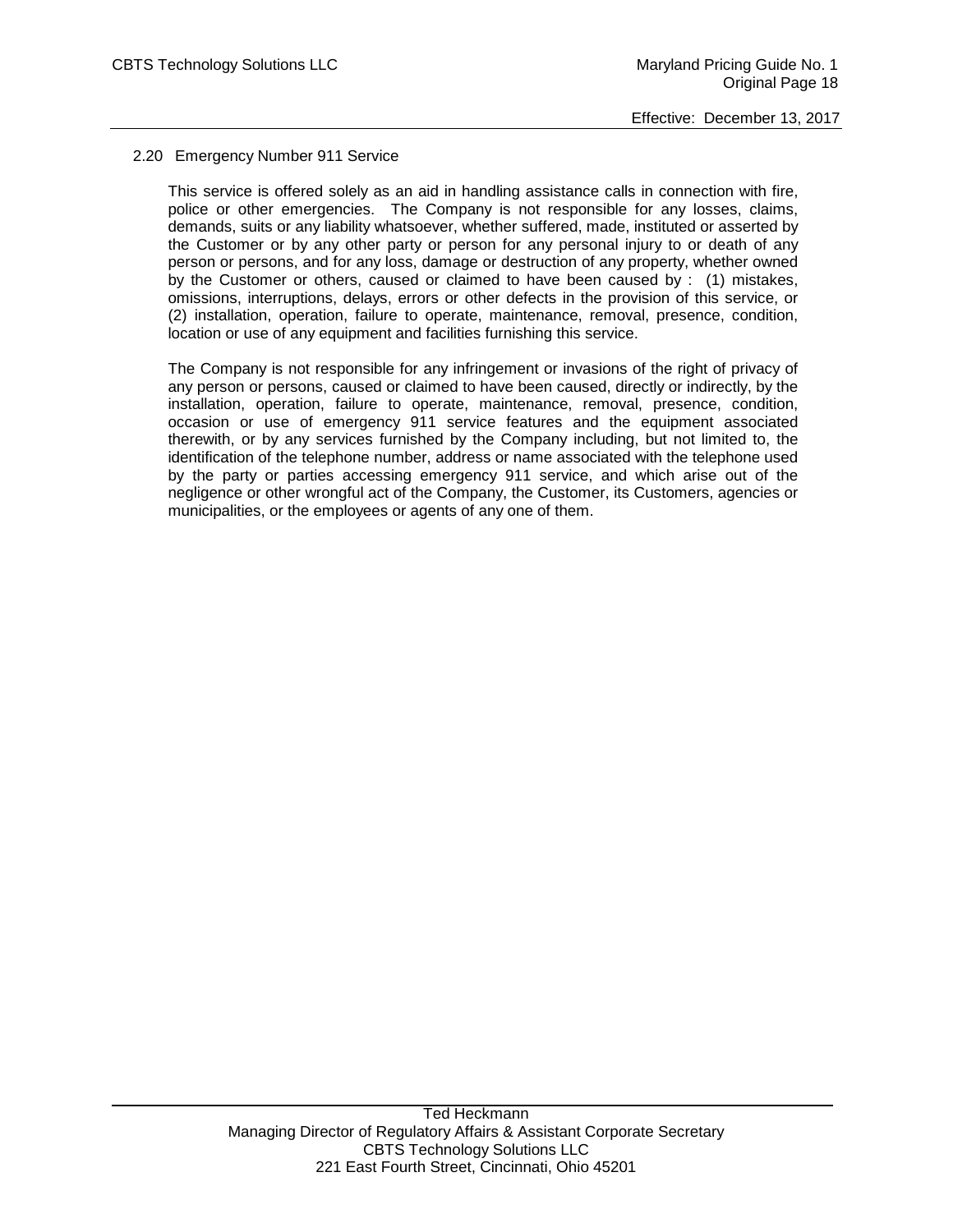## 2.20 Emergency Number 911 Service

This service is offered solely as an aid in handling assistance calls in connection with fire, police or other emergencies. The Company is not responsible for any losses, claims, demands, suits or any liability whatsoever, whether suffered, made, instituted or asserted by the Customer or by any other party or person for any personal injury to or death of any person or persons, and for any loss, damage or destruction of any property, whether owned by the Customer or others, caused or claimed to have been caused by : (1) mistakes, omissions, interruptions, delays, errors or other defects in the provision of this service, or (2) installation, operation, failure to operate, maintenance, removal, presence, condition, location or use of any equipment and facilities furnishing this service.

The Company is not responsible for any infringement or invasions of the right of privacy of any person or persons, caused or claimed to have been caused, directly or indirectly, by the installation, operation, failure to operate, maintenance, removal, presence, condition, occasion or use of emergency 911 service features and the equipment associated therewith, or by any services furnished by the Company including, but not limited to, the identification of the telephone number, address or name associated with the telephone used by the party or parties accessing emergency 911 service, and which arise out of the negligence or other wrongful act of the Company, the Customer, its Customers, agencies or municipalities, or the employees or agents of any one of them.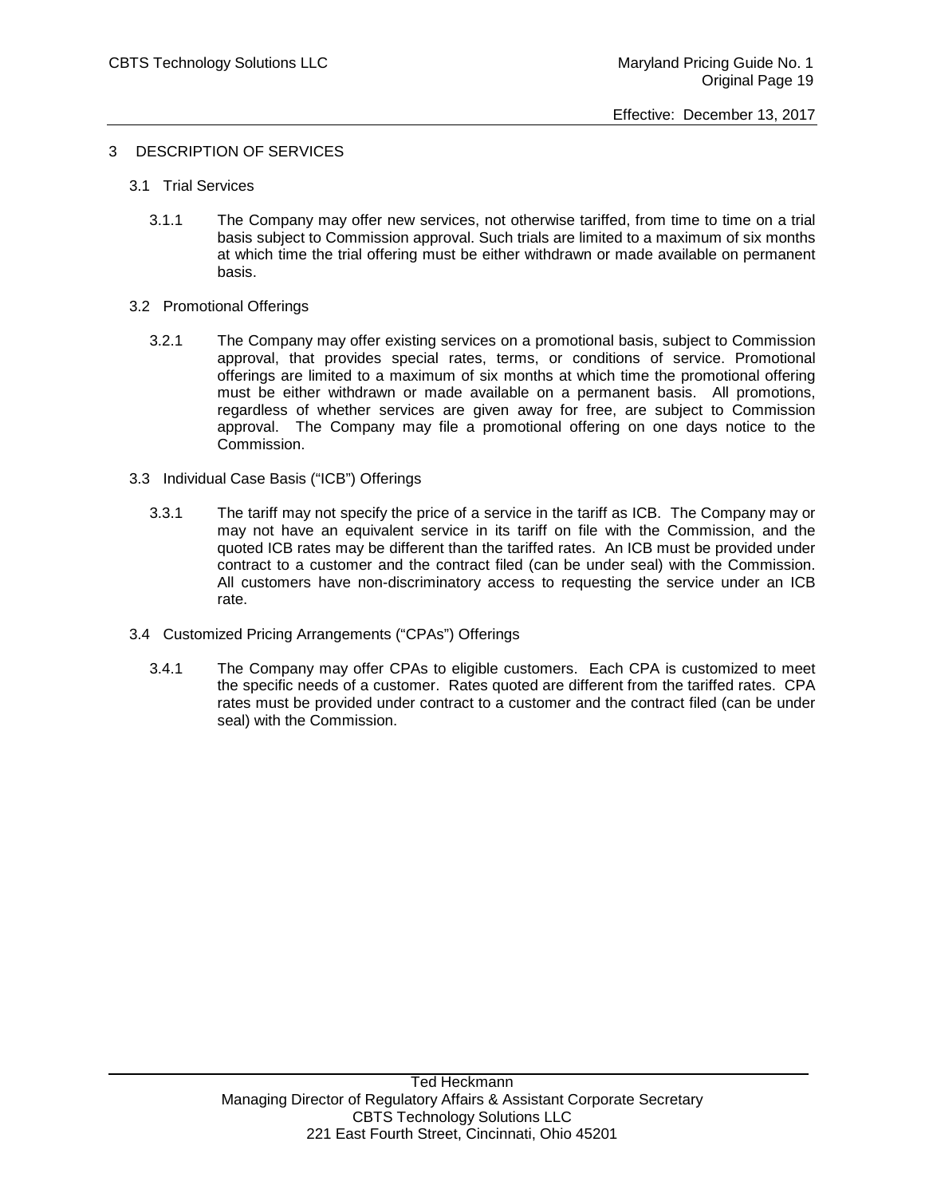# 3 DESCRIPTION OF SERVICES

## 3.1 Trial Services

3.1.1 The Company may offer new services, not otherwise tariffed, from time to time on a trial basis subject to Commission approval. Such trials are limited to a maximum of six months at which time the trial offering must be either withdrawn or made available on permanent basis.

## 3.2 Promotional Offerings

3.2.1 The Company may offer existing services on a promotional basis, subject to Commission approval, that provides special rates, terms, or conditions of service. Promotional offerings are limited to a maximum of six months at which time the promotional offering must be either withdrawn or made available on a permanent basis. All promotions, regardless of whether services are given away for free, are subject to Commission approval. The Company may file a promotional offering on one days notice to the Commission.

## 3.3 Individual Case Basis ("ICB") Offerings

3.3.1 The tariff may not specify the price of a service in the tariff as ICB. The Company may or may not have an equivalent service in its tariff on file with the Commission, and the quoted ICB rates may be different than the tariffed rates. An ICB must be provided under contract to a customer and the contract filed (can be under seal) with the Commission. All customers have non-discriminatory access to requesting the service under an ICB rate.

## 3.4 Customized Pricing Arrangements ("CPAs") Offerings

3.4.1 The Company may offer CPAs to eligible customers. Each CPA is customized to meet the specific needs of a customer. Rates quoted are different from the tariffed rates. CPA rates must be provided under contract to a customer and the contract filed (can be under seal) with the Commission.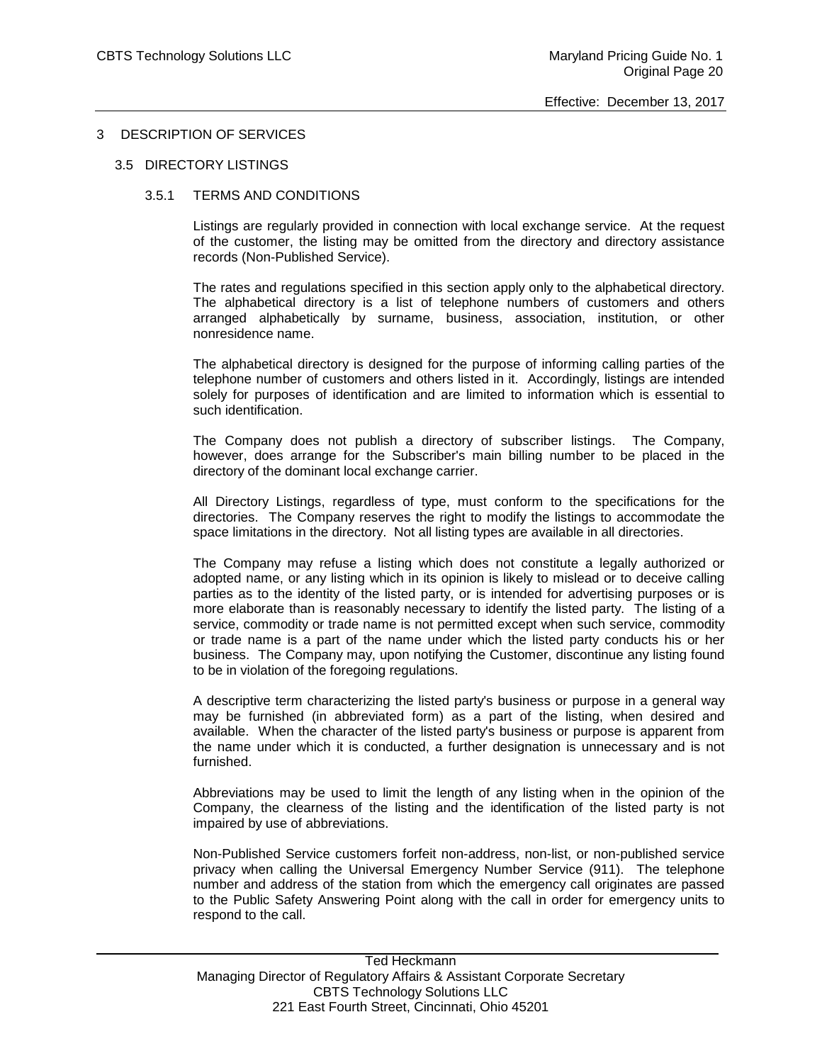# 3 DESCRIPTION OF SERVICES

## 3.5 DIRECTORY LISTINGS

### 3.5.1 TERMS AND CONDITIONS

Listings are regularly provided in connection with local exchange service. At the request of the customer, the listing may be omitted from the directory and directory assistance records (Non-Published Service).

The rates and regulations specified in this section apply only to the alphabetical directory. The alphabetical directory is a list of telephone numbers of customers and others arranged alphabetically by surname, business, association, institution, or other nonresidence name.

The alphabetical directory is designed for the purpose of informing calling parties of the telephone number of customers and others listed in it. Accordingly, listings are intended solely for purposes of identification and are limited to information which is essential to such identification.

The Company does not publish a directory of subscriber listings. The Company, however, does arrange for the Subscriber's main billing number to be placed in the directory of the dominant local exchange carrier.

All Directory Listings, regardless of type, must conform to the specifications for the directories. The Company reserves the right to modify the listings to accommodate the space limitations in the directory. Not all listing types are available in all directories.

The Company may refuse a listing which does not constitute a legally authorized or adopted name, or any listing which in its opinion is likely to mislead or to deceive calling parties as to the identity of the listed party, or is intended for advertising purposes or is more elaborate than is reasonably necessary to identify the listed party. The listing of a service, commodity or trade name is not permitted except when such service, commodity or trade name is a part of the name under which the listed party conducts his or her business. The Company may, upon notifying the Customer, discontinue any listing found to be in violation of the foregoing regulations.

A descriptive term characterizing the listed party's business or purpose in a general way may be furnished (in abbreviated form) as a part of the listing, when desired and available. When the character of the listed party's business or purpose is apparent from the name under which it is conducted, a further designation is unnecessary and is not furnished.

Abbreviations may be used to limit the length of any listing when in the opinion of the Company, the clearness of the listing and the identification of the listed party is not impaired by use of abbreviations.

Non-Published Service customers forfeit non-address, non-list, or non-published service privacy when calling the Universal Emergency Number Service (911). The telephone number and address of the station from which the emergency call originates are passed to the Public Safety Answering Point along with the call in order for emergency units to respond to the call.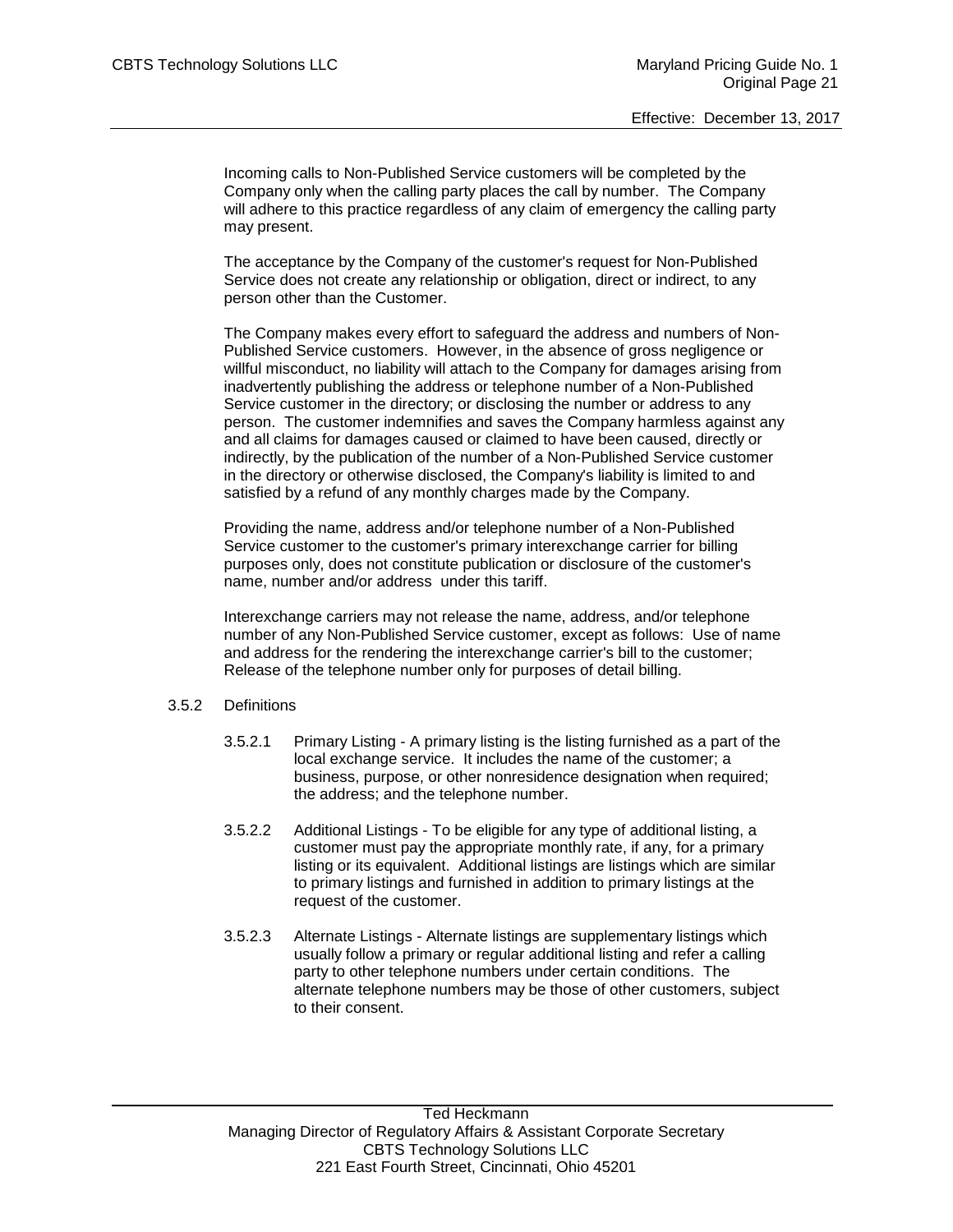Incoming calls to Non-Published Service customers will be completed by the Company only when the calling party places the call by number. The Company will adhere to this practice regardless of any claim of emergency the calling party may present.

The acceptance by the Company of the customer's request for Non-Published Service does not create any relationship or obligation, direct or indirect, to any person other than the Customer.

The Company makes every effort to safeguard the address and numbers of Non-Published Service customers. However, in the absence of gross negligence or willful misconduct, no liability will attach to the Company for damages arising from inadvertently publishing the address or telephone number of a Non-Published Service customer in the directory; or disclosing the number or address to any person. The customer indemnifies and saves the Company harmless against any and all claims for damages caused or claimed to have been caused, directly or indirectly, by the publication of the number of a Non-Published Service customer in the directory or otherwise disclosed, the Company's liability is limited to and satisfied by a refund of any monthly charges made by the Company.

Providing the name, address and/or telephone number of a Non-Published Service customer to the customer's primary interexchange carrier for billing purposes only, does not constitute publication or disclosure of the customer's name, number and/or address under this tariff.

Interexchange carriers may not release the name, address, and/or telephone number of any Non-Published Service customer, except as follows: Use of name and address for the rendering the interexchange carrier's bill to the customer; Release of the telephone number only for purposes of detail billing.

3.5.2 Definitions

3.5.2.1 Primary Listing - A primary listing is the listing furnished as a part of the local exchange service. It includes the name of the customer; a business, purpose, or other nonresidence designation when required; the address; and the telephone number.

3.5.2.2 Additional Listings - To be eligible for any type of additional listing, a customer must pay the appropriate monthly rate, if any, for a primary listing or its equivalent. Additional listings are listings which are similar to primary listings and furnished in addition to primary listings at the request of the customer.

3.5.2.3 Alternate Listings - Alternate listings are supplementary listings which usually follow a primary or regular additional listing and refer a calling party to other telephone numbers under certain conditions. The alternate telephone numbers may be those of other customers, subject to their consent.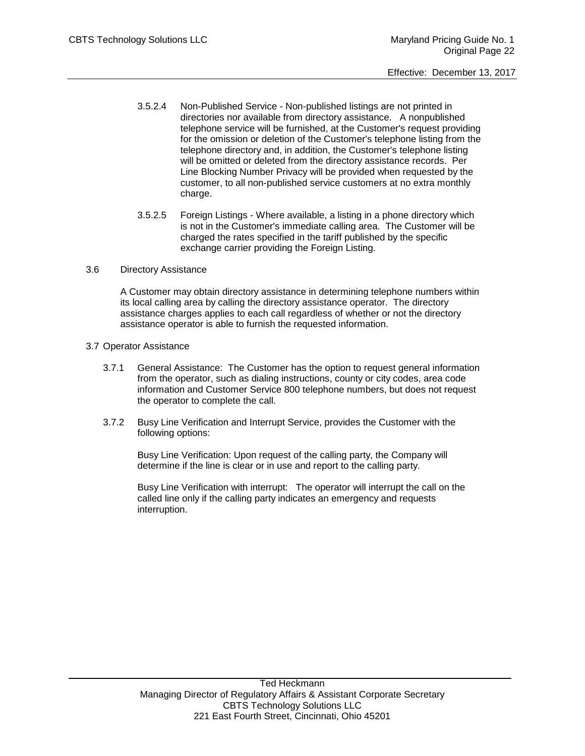3.5.2.4 Non-Published Service - Non-published listings are not printed in directories nor available from directory assistance. A nonpublished telephone service will be furnished, at the Customer's request providing for the omission or deletion of the Customer's telephone listing from the telephone directory and, in addition, the Customer's telephone listing will be omitted or deleted from the directory assistance records. Per Line Blocking Number Privacy will be provided when requested by the customer, to all non-published service customers at no extra monthly charge.

3.5.2.5 Foreign Listings - Where available, a listing in a phone directory which is not in the Customer's immediate calling area. The Customer will be charged the rates specified in the tariff published by the specific exchange carrier providing the Foreign Listing.

## 3.6 Directory Assistance

A Customer may obtain directory assistance in determining telephone numbers within its local calling area by calling the directory assistance operator. The directory assistance charges applies to each call regardless of whether or not the directory assistance operator is able to furnish the requested information.

## 3.7 Operator Assistance

3.7.1 General Assistance: The Customer has the option to request general information from the operator, such as dialing instructions, county or city codes, area code information and Customer Service 800 telephone numbers, but does not request the operator to complete the call.

3.7.2 Busy Line Verification and Interrupt Service, provides the Customer with the following options:

Busy Line Verification: Upon request of the calling party, the Company will determine if the line is clear or in use and report to the calling party.

Busy Line Verification with interrupt: The operator will interrupt the call on the called line only if the calling party indicates an emergency and requests interruption.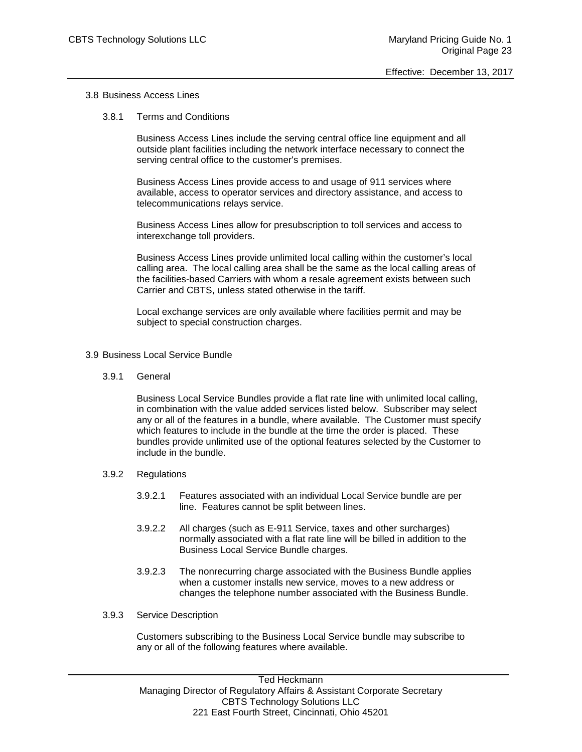## 3.8 Business Access Lines

### 3.8.1 Terms and Conditions

Business Access Lines include the serving central office line equipment and all outside plant facilities including the network interface necessary to connect the serving central office to the customer's premises.

Business Access Lines provide access to and usage of 911 services where available, access to operator services and directory assistance, and access to telecommunications relays service.

Business Access Lines allow for presubscription to toll services and access to interexchange toll providers.

Business Access Lines provide unlimited local calling within the customer's local calling area. The local calling area shall be the same as the local calling areas of the facilities-based Carriers with whom a resale agreement exists between such Carrier and CBTS, unless stated otherwise in the tariff.

Local exchange services are only available where facilities permit and may be subject to special construction charges.

## 3.9 Business Local Service Bundle

### 3.9.1 General

Business Local Service Bundles provide a flat rate line with unlimited local calling, in combination with the value added services listed below. Subscriber may select any or all of the features in a bundle, where available. The Customer must specify which features to include in the bundle at the time the order is placed. These bundles provide unlimited use of the optional features selected by the Customer to include in the bundle.

### 3.9.2 Regulations

3.9.2.1 Features associated with an individual Local Service bundle are per line. Features cannot be split between lines.

3.9.2.2 All charges (such as E-911 Service, taxes and other surcharges) normally associated with a flat rate line will be billed in addition to the Business Local Service Bundle charges.

3.9.2.3 The nonrecurring charge associated with the Business Bundle applies when a customer installs new service, moves to a new address or changes the telephone number associated with the Business Bundle.

### 3.9.3 Service Description

Customers subscribing to the Business Local Service bundle may subscribe to any or all of the following features where available.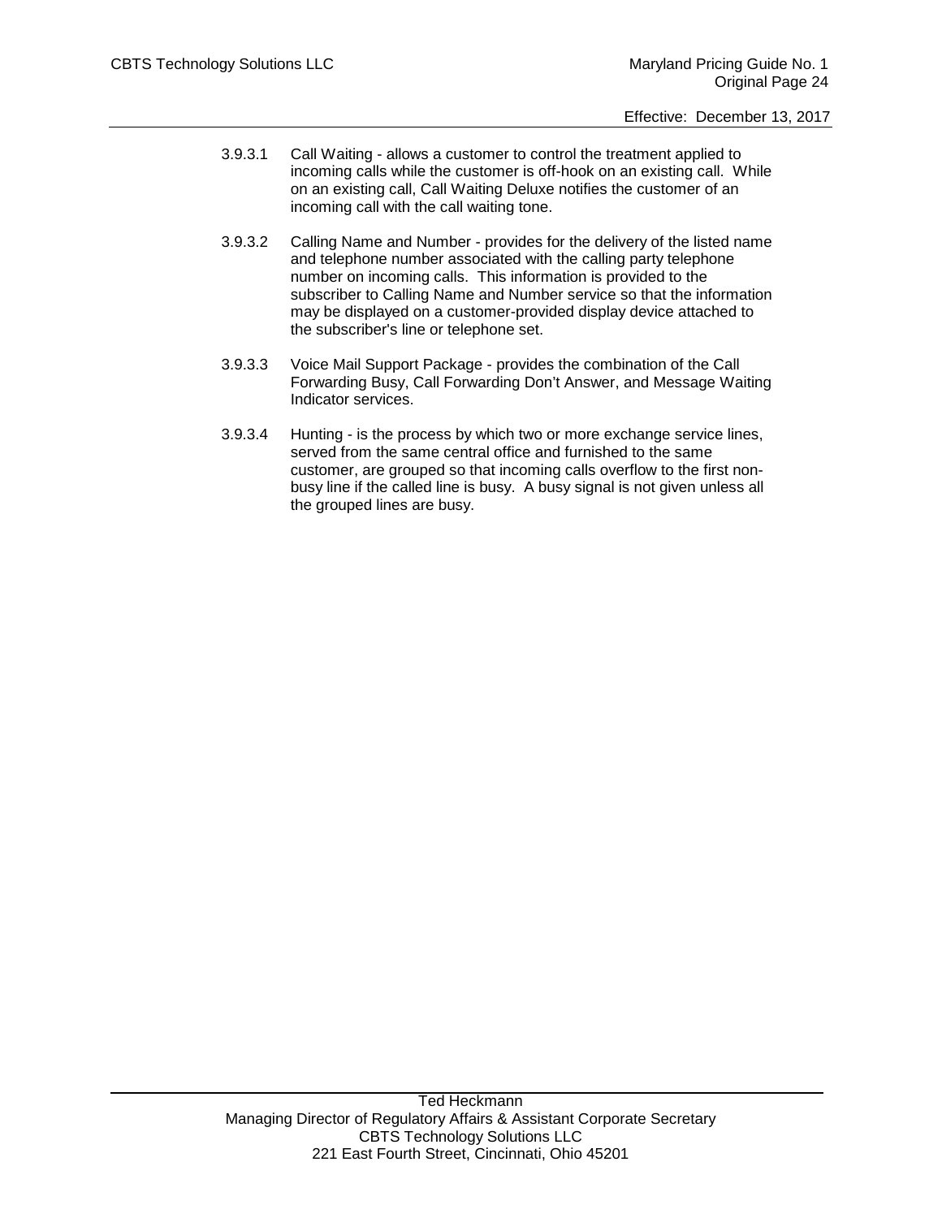3.9.3.1 Call Waiting - allows a customer to control the treatment applied to incoming calls while the customer is off-hook on an existing call. While on an existing call, Call Waiting Deluxe notifies the customer of an incoming call with the call waiting tone.

3.9.3.2 Calling Name and Number - provides for the delivery of the listed name and telephone number associated with the calling party telephone number on incoming calls. This information is provided to the subscriber to Calling Name and Number service so that the information may be displayed on a customer-provided display device attached to the subscriber's line or telephone set.

3.9.3.3 Voice Mail Support Package - provides the combination of the Call Forwarding Busy, Call Forwarding Don't Answer, and Message Waiting Indicator services.

3.9.3.4 Hunting - is the process by which two or more exchange service lines, served from the same central office and furnished to the same customer, are grouped so that incoming calls overflow to the first non-busy line if the called line is busy. A busy signal is not given unless all the grouped lines are busy.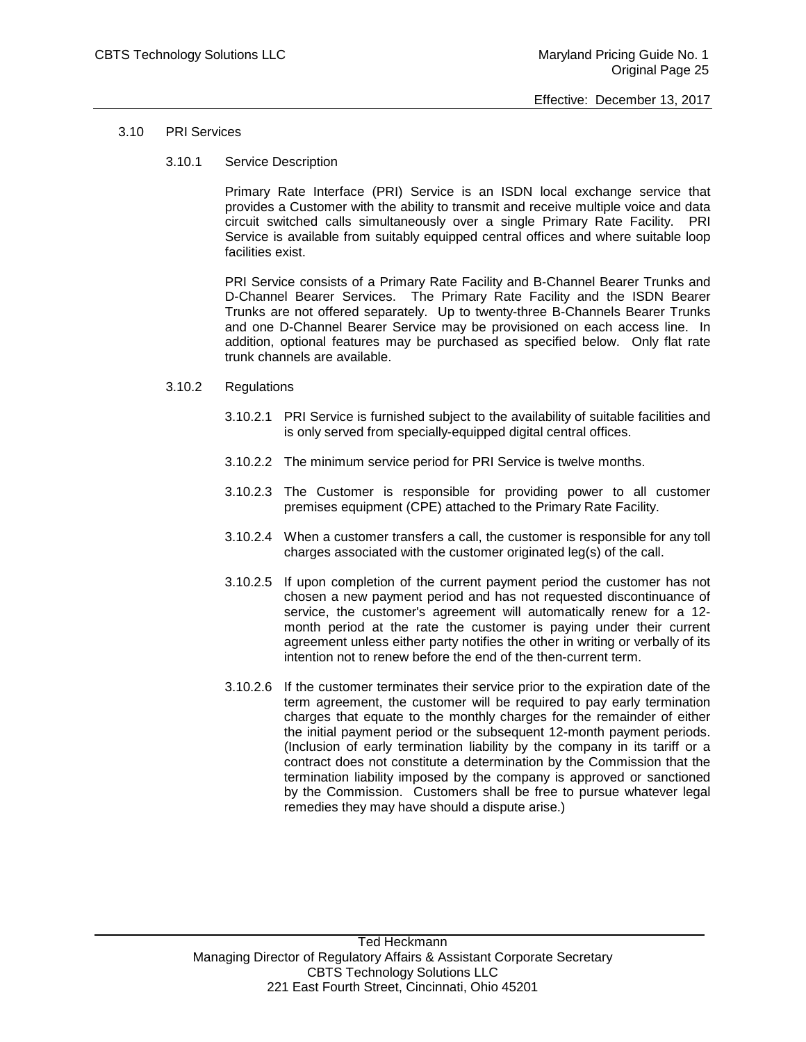## 3.10 PRI Services

### 3.10.1 Service Description

Primary Rate Interface (PRI) Service is an ISDN local exchange service that provides a Customer with the ability to transmit and receive multiple voice and data circuit switched calls simultaneously over a single Primary Rate Facility. PRI Service is available from suitably equipped central offices and where suitable loop facilities exist.

PRI Service consists of a Primary Rate Facility and B-Channel Bearer Trunks and D-Channel Bearer Services. The Primary Rate Facility and the ISDN Bearer Trunks are not offered separately. Up to twenty-three B-Channels Bearer Trunks and one D-Channel Bearer Service may be provisioned on each access line. In addition, optional features may be purchased as specified below. Only flat rate trunk channels are available.

### 3.10.2 Regulations

3.10.2.1 PRI Service is furnished subject to the availability of suitable facilities and is only served from specially-equipped digital central offices.

3.10.2.2 The minimum service period for PRI Service is twelve months.

3.10.2.3 The Customer is responsible for providing power to all customer premises equipment (CPE) attached to the Primary Rate Facility.

3.10.2.4 When a customer transfers a call, the customer is responsible for any toll charges associated with the customer originated leg(s) of the call.

3.10.2.5 If upon completion of the current payment period the customer has not chosen a new payment period and has not requested discontinuance of service, the customer's agreement will automatically renew for a 12-month period at the rate the customer is paying under their current agreement unless either party notifies the other in writing or verbally of its intention not to renew before the end of the then-current term.

3.10.2.6 If the customer terminates their service prior to the expiration date of the term agreement, the customer will be required to pay early termination charges that equate to the monthly charges for the remainder of either the initial payment period or the subsequent 12-month payment periods. (Inclusion of early termination liability by the company in its tariff or a contract does not constitute a determination by the Commission that the termination liability imposed by the company is approved or sanctioned by the Commission. Customers shall be free to pursue whatever legal remedies they may have should a dispute arise.)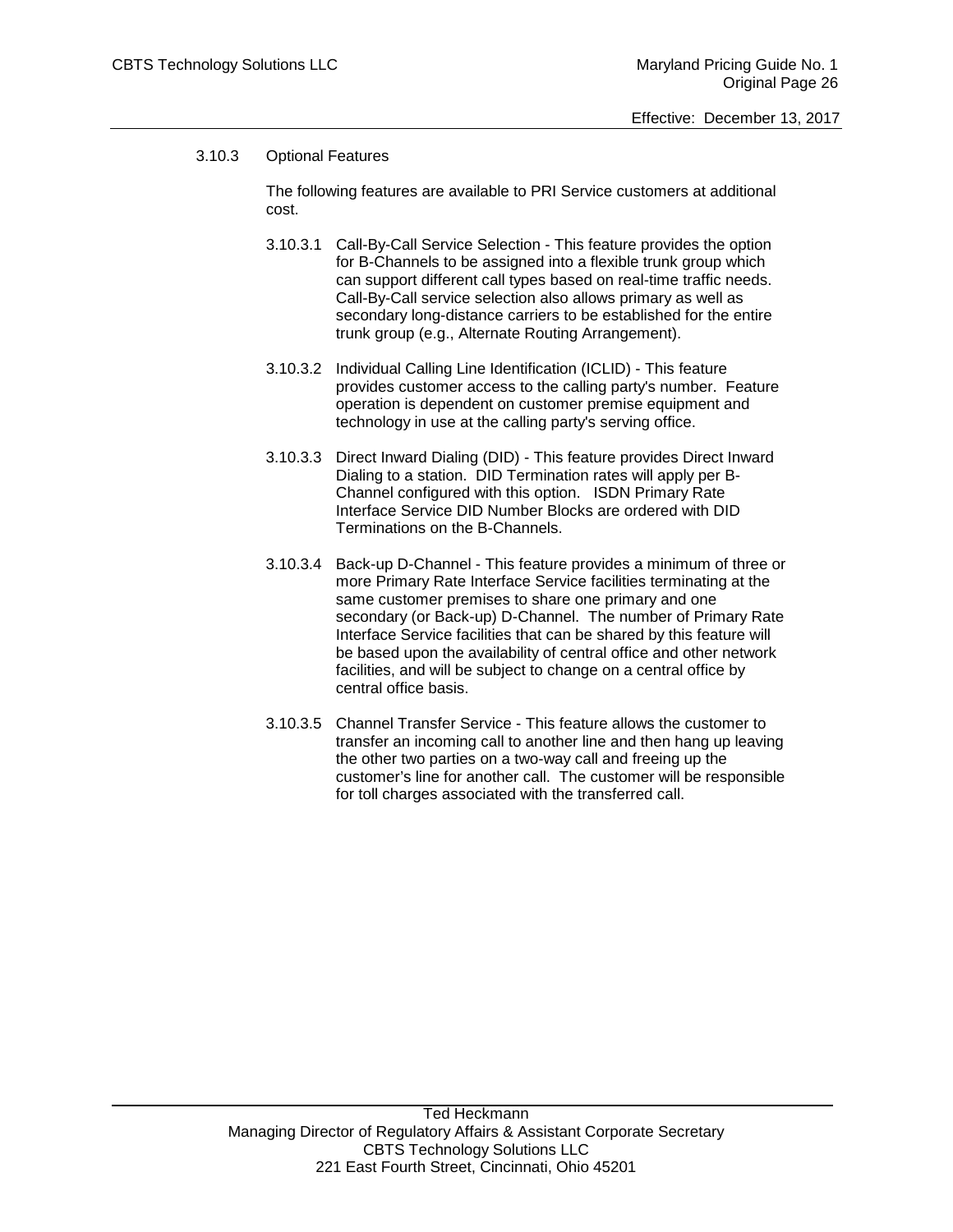### 3.10.3 Optional Features

The following features are available to PRI Service customers at additional cost.

3.10.3.1 Call-By-Call Service Selection - This feature provides the option for B-Channels to be assigned into a flexible trunk group which can support different call types based on real-time traffic needs. Call-By-Call service selection also allows primary as well as secondary long-distance carriers to be established for the entire trunk group (e.g., Alternate Routing Arrangement).

3.10.3.2 Individual Calling Line Identification (ICLID) - This feature provides customer access to the calling party's number. Feature operation is dependent on customer premise equipment and technology in use at the calling party's serving office.

3.10.3.3 Direct Inward Dialing (DID) - This feature provides Direct Inward Dialing to a station. DID Termination rates will apply per B-Channel configured with this option. ISDN Primary Rate Interface Service DID Number Blocks are ordered with DID Terminations on the B-Channels.

3.10.3.4 Back-up D-Channel - This feature provides a minimum of three or more Primary Rate Interface Service facilities terminating at the same customer premises to share one primary and one secondary (or Back-up) D-Channel. The number of Primary Rate Interface Service facilities that can be shared by this feature will be based upon the availability of central office and other network facilities, and will be subject to change on a central office by central office basis.

3.10.3.5 Channel Transfer Service - This feature allows the customer to transfer an incoming call to another line and then hang up leaving the other two parties on a two-way call and freeing up the customer's line for another call. The customer will be responsible for toll charges associated with the transferred call.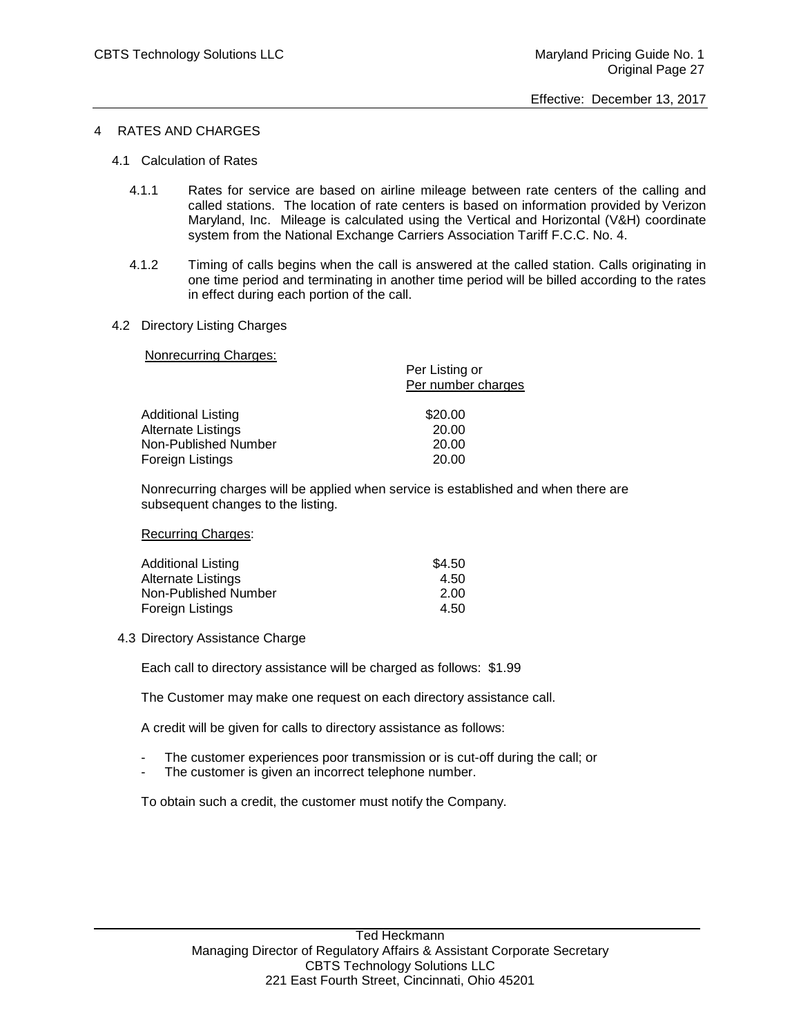# 4 RATES AND CHARGES

## 4.1 Calculation of Rates

4.1.1 Rates for service are based on airline mileage between rate centers of the calling and called stations. The location of rate centers is based on information provided by Verizon Maryland, Inc. Mileage is calculated using the Vertical and Horizontal (V&H) coordinate system from the National Exchange Carriers Association Tariff F.C.C. No. 4.

4.1.2 Timing of calls begins when the call is answered at the called station. Calls originating in one time period and terminating in another time period will be billed according to the rates in effect during each portion of the call.

## 4.2 Directory Listing Charges

Nonrecurring Charges:

| | Per Listing or Per number charges |
|---|---|
| Additional Listing | $20.00 |
| Alternate Listings | 20.00 |
| Non-Published Number | 20.00 |
| Foreign Listings | 20.00 |

Nonrecurring charges will be applied when service is established and when there are subsequent changes to the listing.

Recurring Charges:

| | |
|---|---|
| Additional Listing | $4.50 |
| Alternate Listings | 4.50 |
| Non-Published Number | 2.00 |
| Foreign Listings | 4.50 |

## 4.3 Directory Assistance Charge

Each call to directory assistance will be charged as follows: $1.99

The Customer may make one request on each directory assistance call.

A credit will be given for calls to directory assistance as follows:

- The customer experiences poor transmission or is cut-off during the call; or
- The customer is given an incorrect telephone number.

To obtain such a credit, the customer must notify the Company.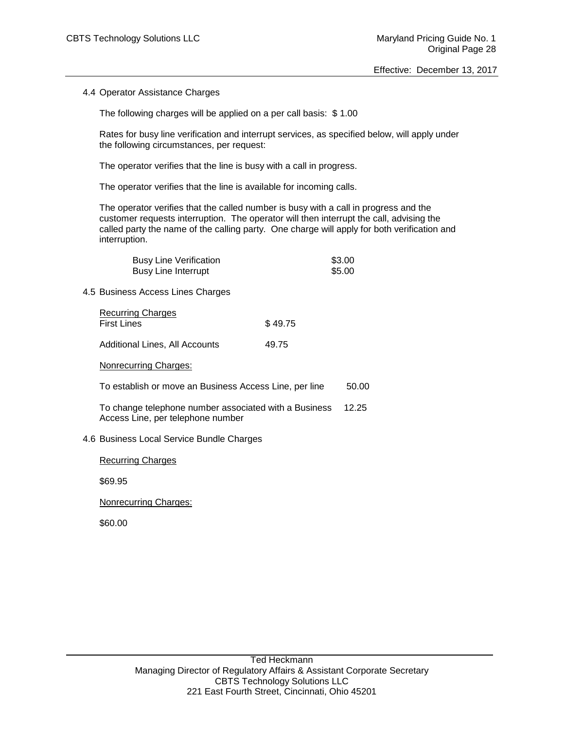## 4.4 Operator Assistance Charges

The following charges will be applied on a per call basis: $ 1.00

Rates for busy line verification and interrupt services, as specified below, will apply under the following circumstances, per request:

The operator verifies that the line is busy with a call in progress.

The operator verifies that the line is available for incoming calls.

The operator verifies that the called number is busy with a call in progress and the customer requests interruption. The operator will then interrupt the call, advising the called party the name of the calling party. One charge will apply for both verification and interruption.

| | |
|---|---|
| Busy Line Verification | $3.00 |
| Busy Line Interrupt | $5.00 |

## 4.5 Business Access Lines Charges

<u>Recurring Charges</u>

| | |
|---|---|
| First Lines | $ 49.75 |
| Additional Lines, All Accounts | 49.75 |

<u>Nonrecurring Charges:</u>

| | |
|---|---|
| To establish or move an Business Access Line, per line | 50.00 |
| To change telephone number associated with a Business Access Line, per telephone number | 12.25 |

## 4.6 Business Local Service Bundle Charges

<u>Recurring Charges</u>

$69.95

<u>Nonrecurring Charges:</u>

$60.00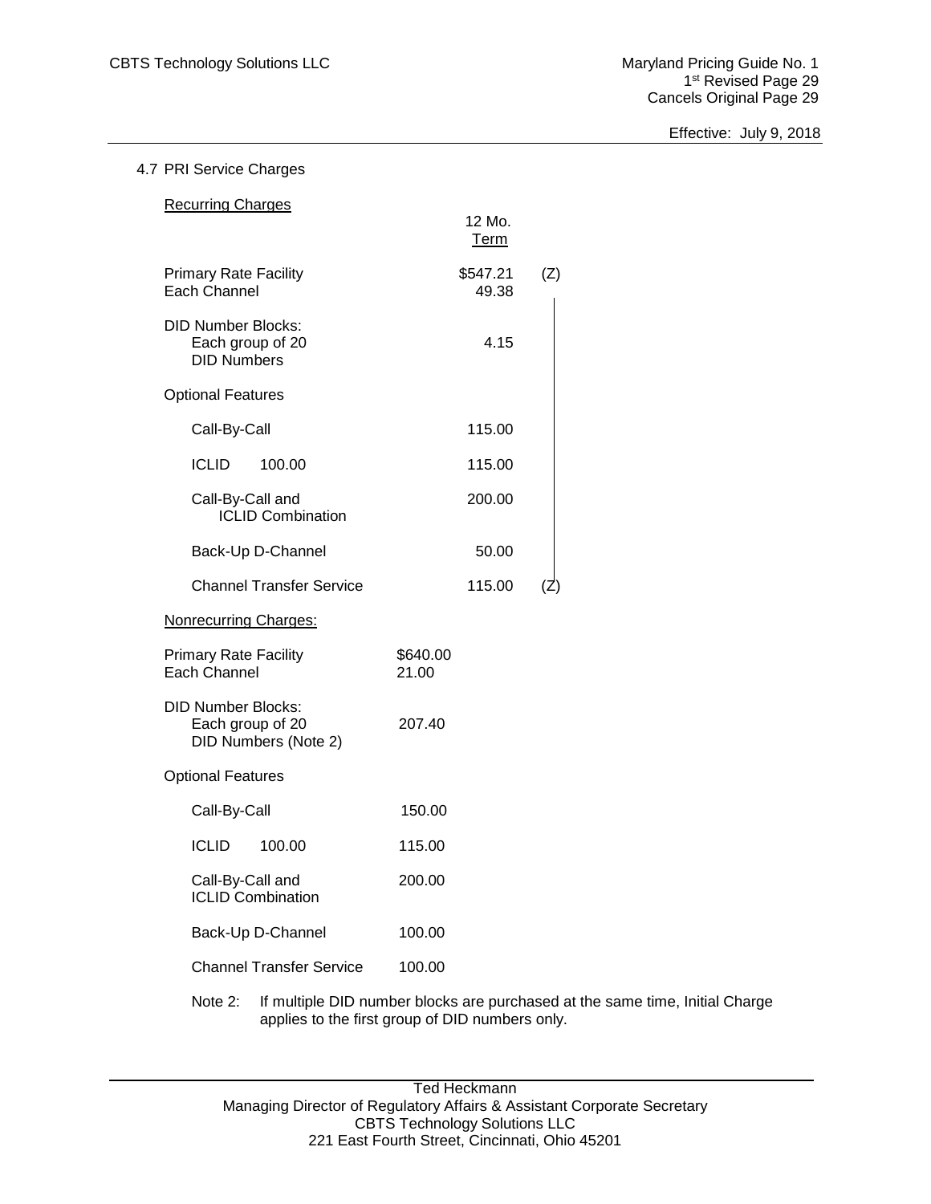## 4.7 PRI Service Charges

Recurring Charges

| | 12 Mo. Term | |
|---|---|---|
| Primary Rate Facility | $547.21 | (Z) |
| Each Channel | 49.38 | |
| DID Number Blocks: Each group of 20 DID Numbers | 4.15 | |
| Optional Features | | |
| Call-By-Call | 115.00 | |
| ICLID 100.00 | 115.00 | |
| Call-By-Call and ICLID Combination | 200.00 | |
| Back-Up D-Channel | 50.00 | |
| Channel Transfer Service | 115.00 | (Z) |

Nonrecurring Charges:

| | |
|---|---|
| Primary Rate Facility | $640.00 |
| Each Channel | 21.00 |
| DID Number Blocks: Each group of 20 DID Numbers (Note 2) | 207.40 |
| Optional Features | |
| Call-By-Call | 150.00 |
| ICLID 100.00 | 115.00 |
| Call-By-Call and ICLID Combination | 200.00 |
| Back-Up D-Channel | 100.00 |
| Channel Transfer Service | 100.00 |

Note 2: If multiple DID number blocks are purchased at the same time, Initial Charge applies to the first group of DID numbers only.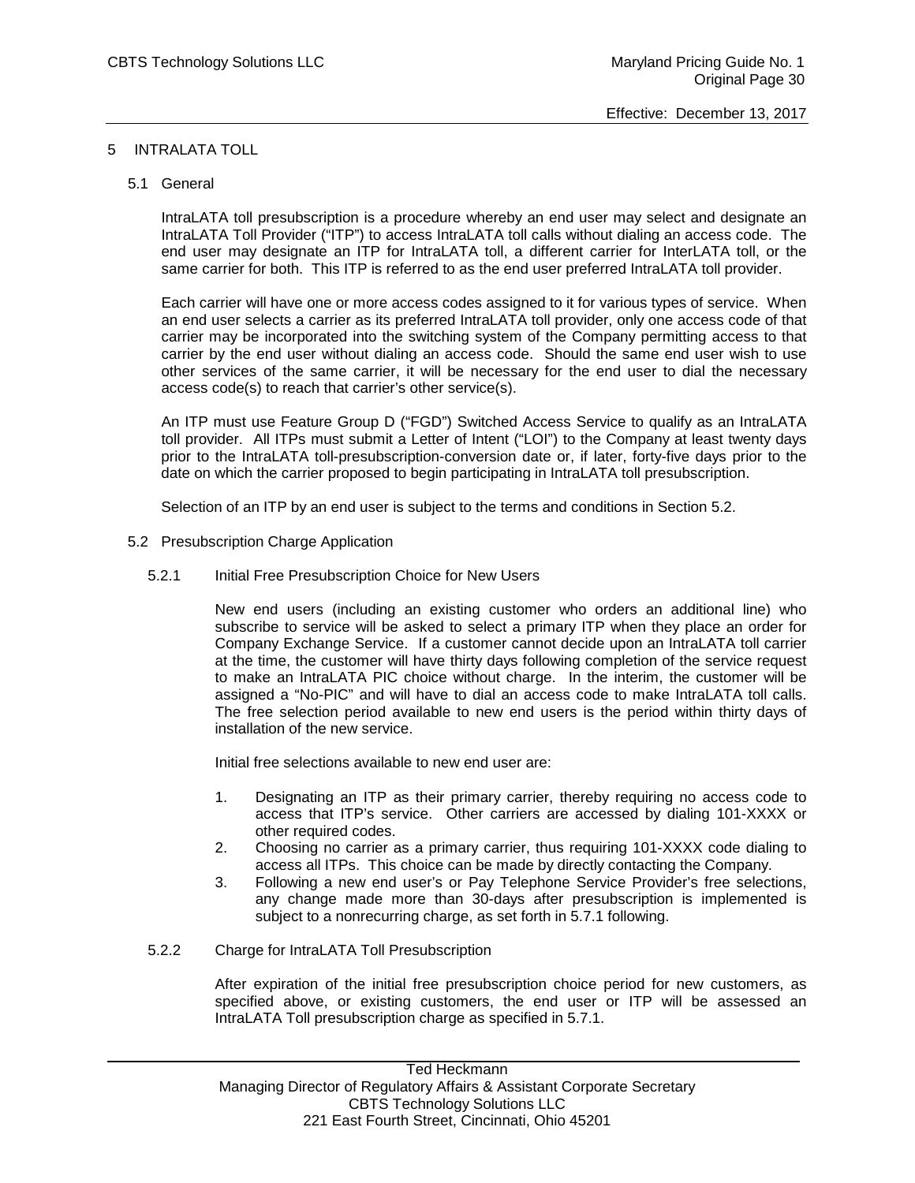# 5 INTRALATA TOLL

## 5.1 General

IntraLATA toll presubscription is a procedure whereby an end user may select and designate an IntraLATA Toll Provider ("ITP") to access IntraLATA toll calls without dialing an access code. The end user may designate an ITP for IntraLATA toll, a different carrier for InterLATA toll, or the same carrier for both. This ITP is referred to as the end user preferred IntraLATA toll provider.

Each carrier will have one or more access codes assigned to it for various types of service. When an end user selects a carrier as its preferred IntraLATA toll provider, only one access code of that carrier may be incorporated into the switching system of the Company permitting access to that carrier by the end user without dialing an access code. Should the same end user wish to use other services of the same carrier, it will be necessary for the end user to dial the necessary access code(s) to reach that carrier's other service(s).

An ITP must use Feature Group D ("FGD") Switched Access Service to qualify as an IntraLATA toll provider. All ITPs must submit a Letter of Intent ("LOI") to the Company at least twenty days prior to the IntraLATA toll-presubscription-conversion date or, if later, forty-five days prior to the date on which the carrier proposed to begin participating in IntraLATA toll presubscription.

Selection of an ITP by an end user is subject to the terms and conditions in Section 5.2.

## 5.2 Presubscription Charge Application

### 5.2.1 Initial Free Presubscription Choice for New Users

New end users (including an existing customer who orders an additional line) who subscribe to service will be asked to select a primary ITP when they place an order for Company Exchange Service. If a customer cannot decide upon an IntraLATA toll carrier at the time, the customer will have thirty days following completion of the service request to make an IntraLATA PIC choice without charge. In the interim, the customer will be assigned a "No-PIC" and will have to dial an access code to make IntraLATA toll calls. The free selection period available to new end users is the period within thirty days of installation of the new service.

Initial free selections available to new end user are:

1. Designating an ITP as their primary carrier, thereby requiring no access code to access that ITP's service. Other carriers are accessed by dialing 101-XXXX or other required codes.
2. Choosing no carrier as a primary carrier, thus requiring 101-XXXX code dialing to access all ITPs. This choice can be made by directly contacting the Company.
3. Following a new end user's or Pay Telephone Service Provider's free selections, any change made more than 30-days after presubscription is implemented is subject to a nonrecurring charge, as set forth in 5.7.1 following.

### 5.2.2 Charge for IntraLATA Toll Presubscription

After expiration of the initial free presubscription choice period for new customers, as specified above, or existing customers, the end user or ITP will be assessed an IntraLATA Toll presubscription charge as specified in 5.7.1.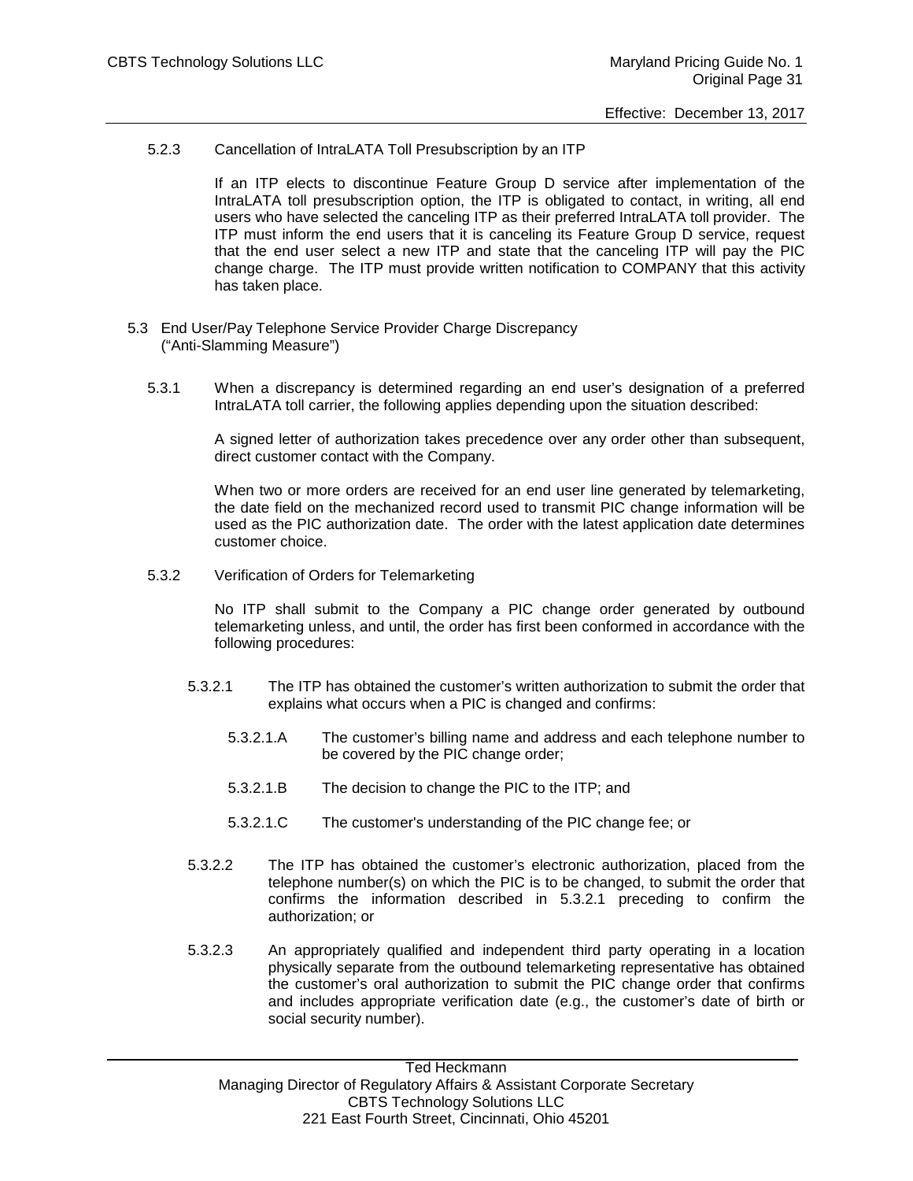5.2.3 Cancellation of IntraLATA Toll Presubscription by an ITP

If an ITP elects to discontinue Feature Group D service after implementation of the IntraLATA toll presubscription option, the ITP is obligated to contact, in writing, all end users who have selected the canceling ITP as their preferred IntraLATA toll provider. The ITP must inform the end users that it is canceling its Feature Group D service, request that the end user select a new ITP and state that the canceling ITP will pay the PIC change charge. The ITP must provide written notification to COMPANY that this activity has taken place.

5.3 End User/Pay Telephone Service Provider Charge Discrepancy ("Anti-Slamming Measure")

5.3.1 When a discrepancy is determined regarding an end user's designation of a preferred IntraLATA toll carrier, the following applies depending upon the situation described:

A signed letter of authorization takes precedence over any order other than subsequent, direct customer contact with the Company.

When two or more orders are received for an end user line generated by telemarketing, the date field on the mechanized record used to transmit PIC change information will be used as the PIC authorization date. The order with the latest application date determines customer choice.

5.3.2 Verification of Orders for Telemarketing

No ITP shall submit to the Company a PIC change order generated by outbound telemarketing unless, and until, the order has first been conformed in accordance with the following procedures:

5.3.2.1 The ITP has obtained the customer's written authorization to submit the order that explains what occurs when a PIC is changed and confirms:

5.3.2.1.A The customer's billing name and address and each telephone number to be covered by the PIC change order;

5.3.2.1.B The decision to change the PIC to the ITP; and

5.3.2.1.C The customer's understanding of the PIC change fee; or

5.3.2.2 The ITP has obtained the customer's electronic authorization, placed from the telephone number(s) on which the PIC is to be changed, to submit the order that confirms the information described in 5.3.2.1 preceding to confirm the authorization; or

5.3.2.3 An appropriately qualified and independent third party operating in a location physically separate from the outbound telemarketing representative has obtained the customer's oral authorization to submit the PIC change order that confirms and includes appropriate verification date (e.g., the customer's date of birth or social security number).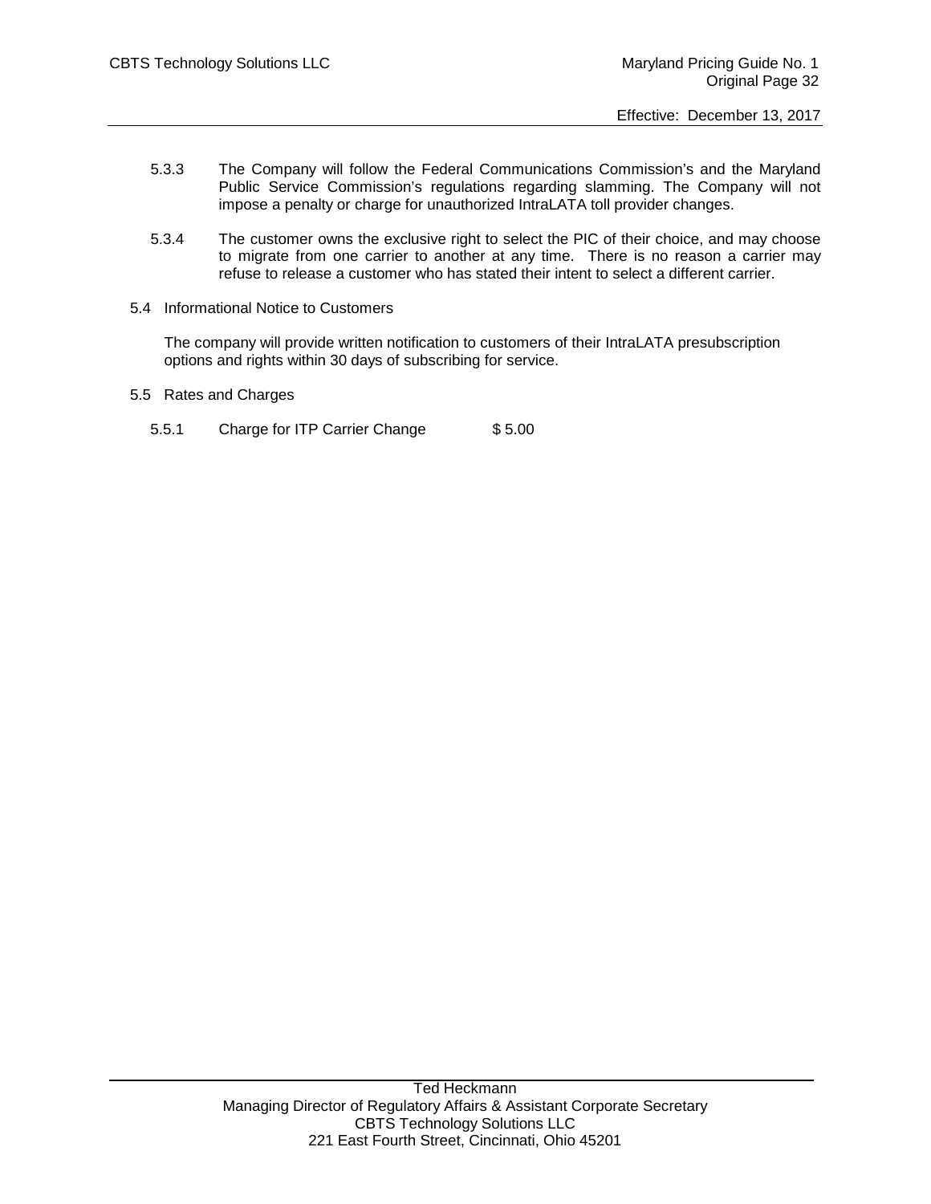5.3.3 The Company will follow the Federal Communications Commission's and the Maryland Public Service Commission's regulations regarding slamming. The Company will not impose a penalty or charge for unauthorized IntraLATA toll provider changes.

5.3.4 The customer owns the exclusive right to select the PIC of their choice, and may choose to migrate from one carrier to another at any time. There is no reason a carrier may refuse to release a customer who has stated their intent to select a different carrier.

5.4 Informational Notice to Customers

The company will provide written notification to customers of their IntraLATA presubscription options and rights within 30 days of subscribing for service.

5.5 Rates and Charges

5.5.1 Charge for ITP Carrier Change $ 5.00